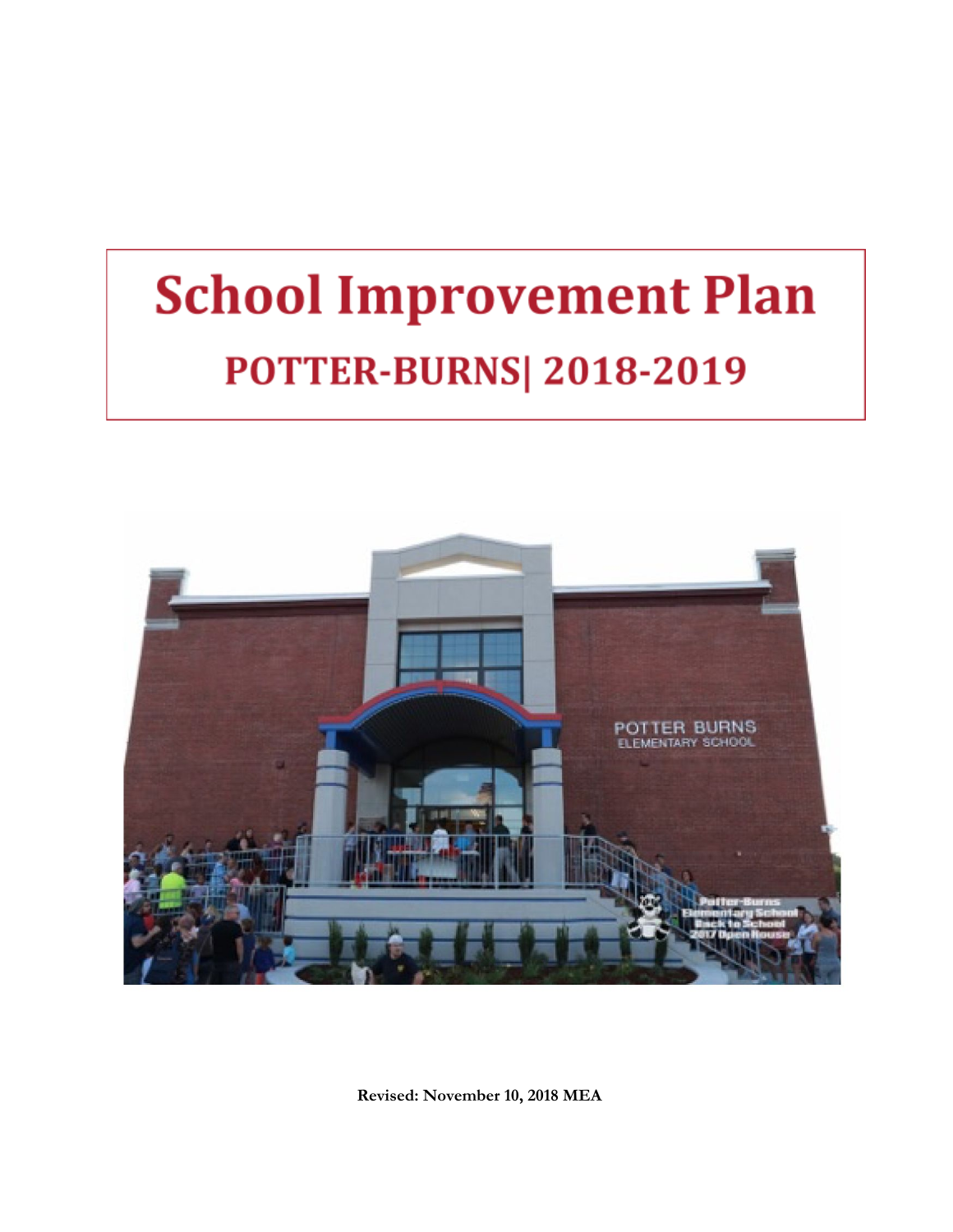# School Improvement Plan

## POTTER-BURNS| 2018-2019

**Revised: November 10, 2018 MEA**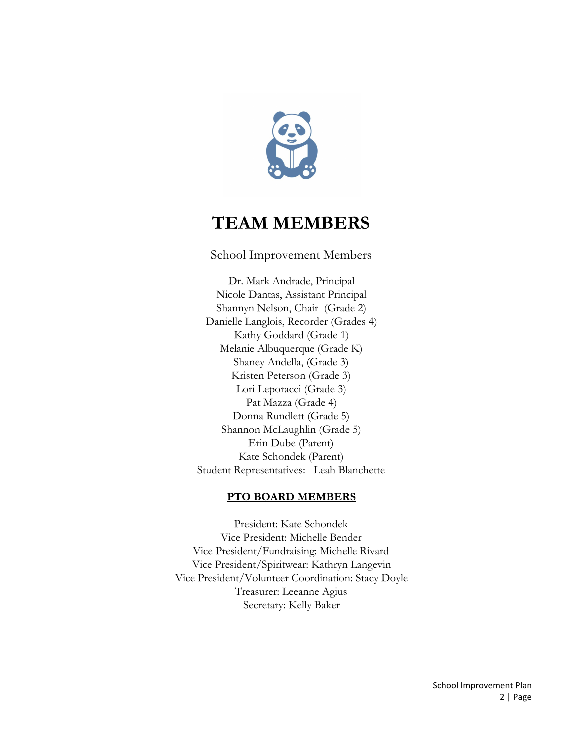# TEAM MEMBERS

## School Improvement Members

Dr. Mark Andrade, Principal
Nicole Dantas, Assistant Principal
Shannyn Nelson, Chair (Grade 2)
Danielle Langlois, Recorder (Grades 4)
Kathy Goddard (Grade 1)
Melanie Albuquerque (Grade K)
Shaney Andella, (Grade 3)
Kristen Peterson (Grade 3)
Lori Leporacci (Grade 3)
Pat Mazza (Grade 4)
Donna Rundlett (Grade 5)
Shannon McLaughlin (Grade 5)
Erin Dube (Parent)
Kate Schondek (Parent)
Student Representatives: Leah Blanchette

## PTO BOARD MEMBERS

President: Kate Schondek
Vice President: Michelle Bender
Vice President/Fundraising: Michelle Rivard
Vice President/Spiritwear: Kathryn Langevin
Vice President/Volunteer Coordination: Stacy Doyle
Treasurer: Leeanne Agius
Secretary: Kelly Baker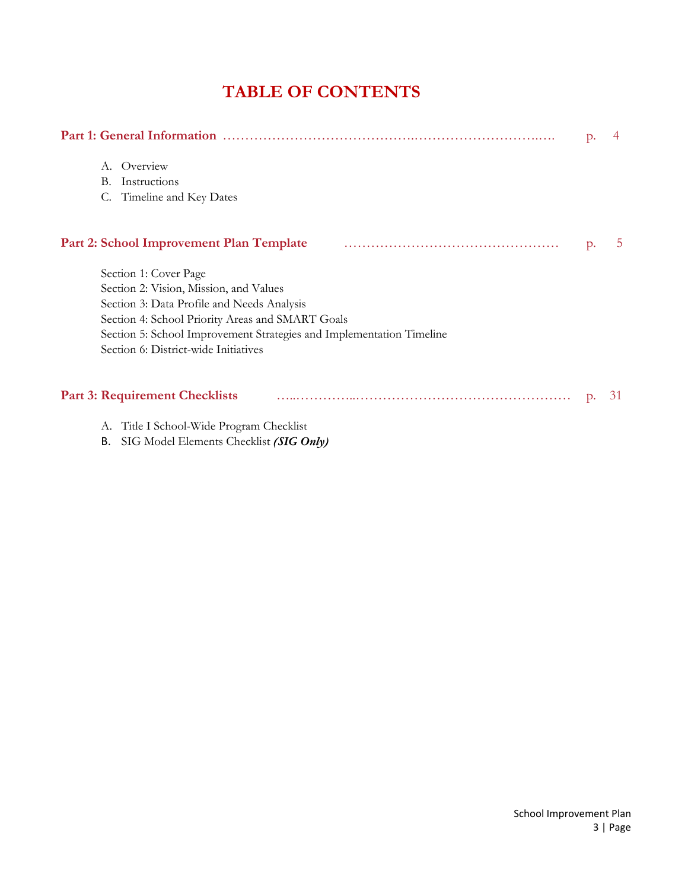# TABLE OF CONTENTS

**Part 1: General Information** ………………………………………………………………… p. 4

A. Overview
B. Instructions
C. Timeline and Key Dates

**Part 2: School Improvement Plan Template** ………………………………………… p. 5

Section 1: Cover Page
Section 2: Vision, Mission, and Values
Section 3: Data Profile and Needs Analysis
Section 4: School Priority Areas and SMART Goals
Section 5: School Improvement Strategies and Implementation Timeline
Section 6: District-wide Initiatives

**Part 3: Requirement Checklists** ……………………………………………………… p. 31

A. Title I School-Wide Program Checklist
B. SIG Model Elements Checklist ***(SIG Only)***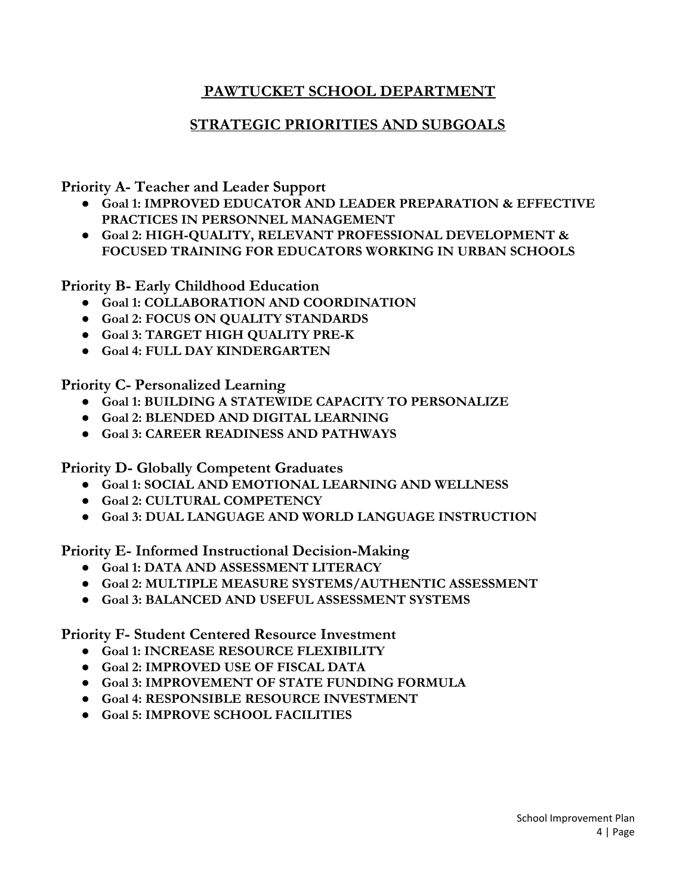# PAWTUCKET SCHOOL DEPARTMENT

## STRATEGIC PRIORITIES AND SUBGOALS

### Priority A- Teacher and Leader Support

- **Goal 1: IMPROVED EDUCATOR AND LEADER PREPARATION & EFFECTIVE PRACTICES IN PERSONNEL MANAGEMENT**
- **Goal 2: HIGH-QUALITY, RELEVANT PROFESSIONAL DEVELOPMENT & FOCUSED TRAINING FOR EDUCATORS WORKING IN URBAN SCHOOLS**

### Priority B- Early Childhood Education

- **Goal 1: COLLABORATION AND COORDINATION**
- **Goal 2: FOCUS ON QUALITY STANDARDS**
- **Goal 3: TARGET HIGH QUALITY PRE-K**
- **Goal 4: FULL DAY KINDERGARTEN**

### Priority C- Personalized Learning

- **Goal 1: BUILDING A STATEWIDE CAPACITY TO PERSONALIZE**
- **Goal 2: BLENDED AND DIGITAL LEARNING**
- **Goal 3: CAREER READINESS AND PATHWAYS**

### Priority D- Globally Competent Graduates

- **Goal 1: SOCIAL AND EMOTIONAL LEARNING AND WELLNESS**
- **Goal 2: CULTURAL COMPETENCY**
- **Goal 3: DUAL LANGUAGE AND WORLD LANGUAGE INSTRUCTION**

### Priority E- Informed Instructional Decision-Making

- **Goal 1: DATA AND ASSESSMENT LITERACY**
- **Goal 2: MULTIPLE MEASURE SYSTEMS/AUTHENTIC ASSESSMENT**
- **Goal 3: BALANCED AND USEFUL ASSESSMENT SYSTEMS**

### Priority F- Student Centered Resource Investment

- **Goal 1: INCREASE RESOURCE FLEXIBILITY**
- **Goal 2: IMPROVED USE OF FISCAL DATA**
- **Goal 3: IMPROVEMENT OF STATE FUNDING FORMULA**
- **Goal 4: RESPONSIBLE RESOURCE INVESTMENT**
- **Goal 5: IMPROVE SCHOOL FACILITIES**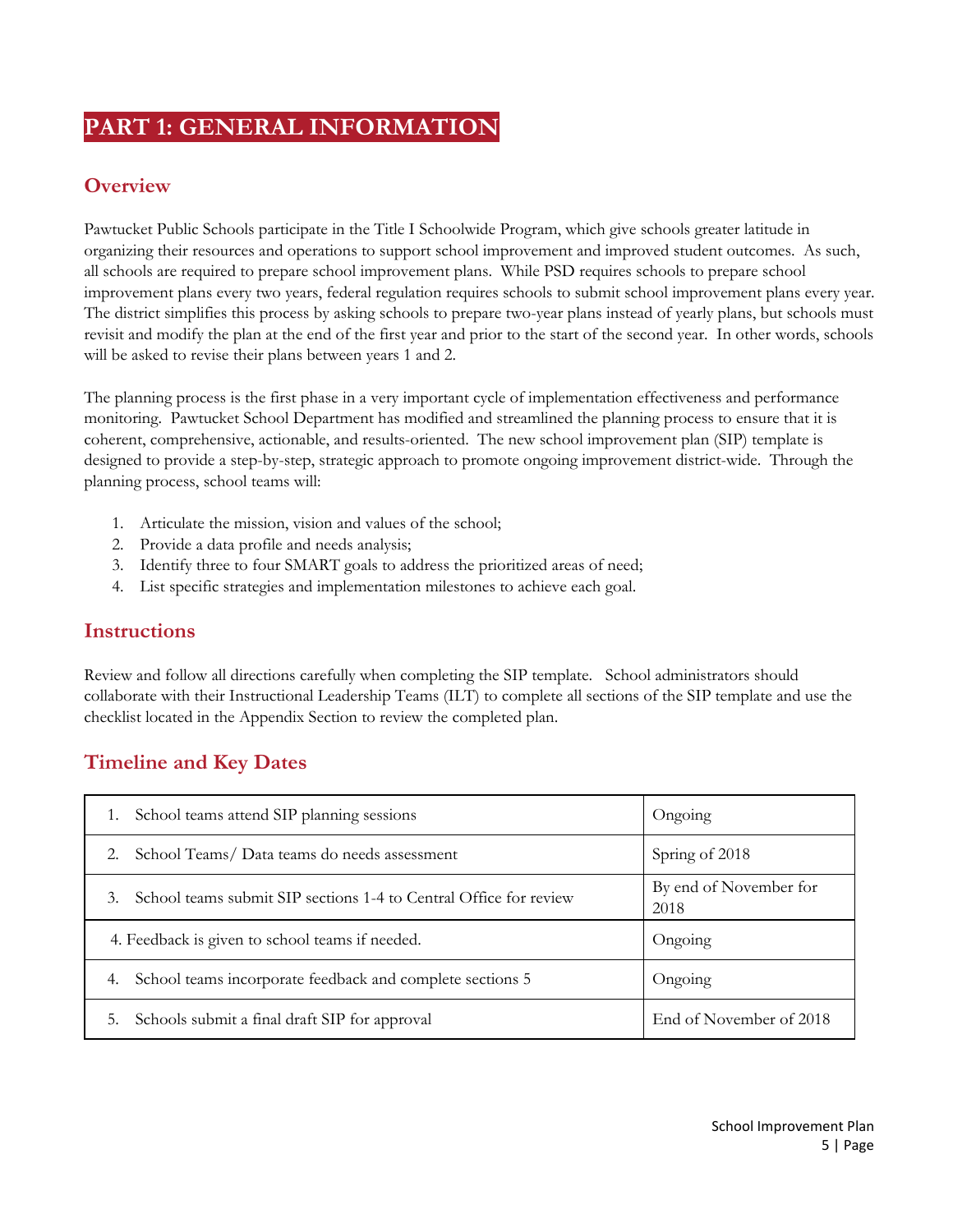# PART 1: GENERAL INFORMATION

## Overview

Pawtucket Public Schools participate in the Title I Schoolwide Program, which give schools greater latitude in organizing their resources and operations to support school improvement and improved student outcomes. As such, all schools are required to prepare school improvement plans. While PSD requires schools to prepare school improvement plans every two years, federal regulation requires schools to submit school improvement plans every year. The district simplifies this process by asking schools to prepare two-year plans instead of yearly plans, but schools must revisit and modify the plan at the end of the first year and prior to the start of the second year. In other words, schools will be asked to revise their plans between years 1 and 2.

The planning process is the first phase in a very important cycle of implementation effectiveness and performance monitoring. Pawtucket School Department has modified and streamlined the planning process to ensure that it is coherent, comprehensive, actionable, and results-oriented. The new school improvement plan (SIP) template is designed to provide a step-by-step, strategic approach to promote ongoing improvement district-wide. Through the planning process, school teams will:

1. Articulate the mission, vision and values of the school;
2. Provide a data profile and needs analysis;
3. Identify three to four SMART goals to address the prioritized areas of need;
4. List specific strategies and implementation milestones to achieve each goal.

## Instructions

Review and follow all directions carefully when completing the SIP template. School administrators should collaborate with their Instructional Leadership Teams (ILT) to complete all sections of the SIP template and use the checklist located in the Appendix Section to review the completed plan.

## Timeline and Key Dates

| | |
|---|---|
| 1. School teams attend SIP planning sessions | Ongoing |
| 2. School Teams/ Data teams do needs assessment | Spring of 2018 |
| 3. School teams submit SIP sections 1-4 to Central Office for review | By end of November for 2018 |
| 4. Feedback is given to school teams if needed. | Ongoing |
| 4. School teams incorporate feedback and complete sections 5 | Ongoing |
| 5. Schools submit a final draft SIP for approval | End of November of 2018 |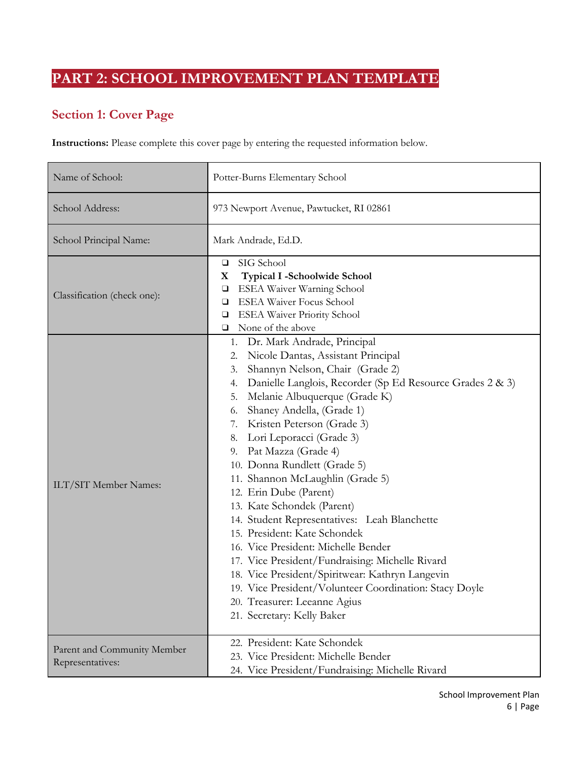# PART 2: SCHOOL IMPROVEMENT PLAN TEMPLATE

## Section 1: Cover Page

**Instructions:** Please complete this cover page by entering the requested information below.

| | |
|---|---|
| Name of School: | Potter-Burns Elementary School |
| School Address: | 973 Newport Avenue, Pawtucket, RI 02861 |
| School Principal Name: | Mark Andrade, Ed.D. |
| Classification (check one): | ❑ SIG School<br>**X Typical I -Schoolwide School**<br>❑ ESEA Waiver Warning School<br>❑ ESEA Waiver Focus School<br>❑ ESEA Waiver Priority School<br>❑ None of the above |
| ILT/SIT Member Names: | 1. Dr. Mark Andrade, Principal<br>2. Nicole Dantas, Assistant Principal<br>3. Shannyn Nelson, Chair (Grade 2)<br>4. Danielle Langlois, Recorder (Sp Ed Resource Grades 2 & 3)<br>5. Melanie Albuquerque (Grade K)<br>6. Shaney Andella, (Grade 1)<br>7. Kristen Peterson (Grade 3)<br>8. Lori Leporacci (Grade 3)<br>9. Pat Mazza (Grade 4)<br>10. Donna Rundlett (Grade 5)<br>11. Shannon McLaughlin (Grade 5)<br>12. Erin Dube (Parent)<br>13. Kate Schondek (Parent)<br>14. Student Representatives: Leah Blanchette<br>15. President: Kate Schondek<br>16. Vice President: Michelle Bender<br>17. Vice President/Fundraising: Michelle Rivard<br>18. Vice President/Spiritwear: Kathryn Langevin<br>19. Vice President/Volunteer Coordination: Stacy Doyle<br>20. Treasurer: Leeanne Agius<br>21. Secretary: Kelly Baker |
| Parent and Community Member Representatives: | 22. President: Kate Schondek<br>23. Vice President: Michelle Bender<br>24. Vice President/Fundraising: Michelle Rivard |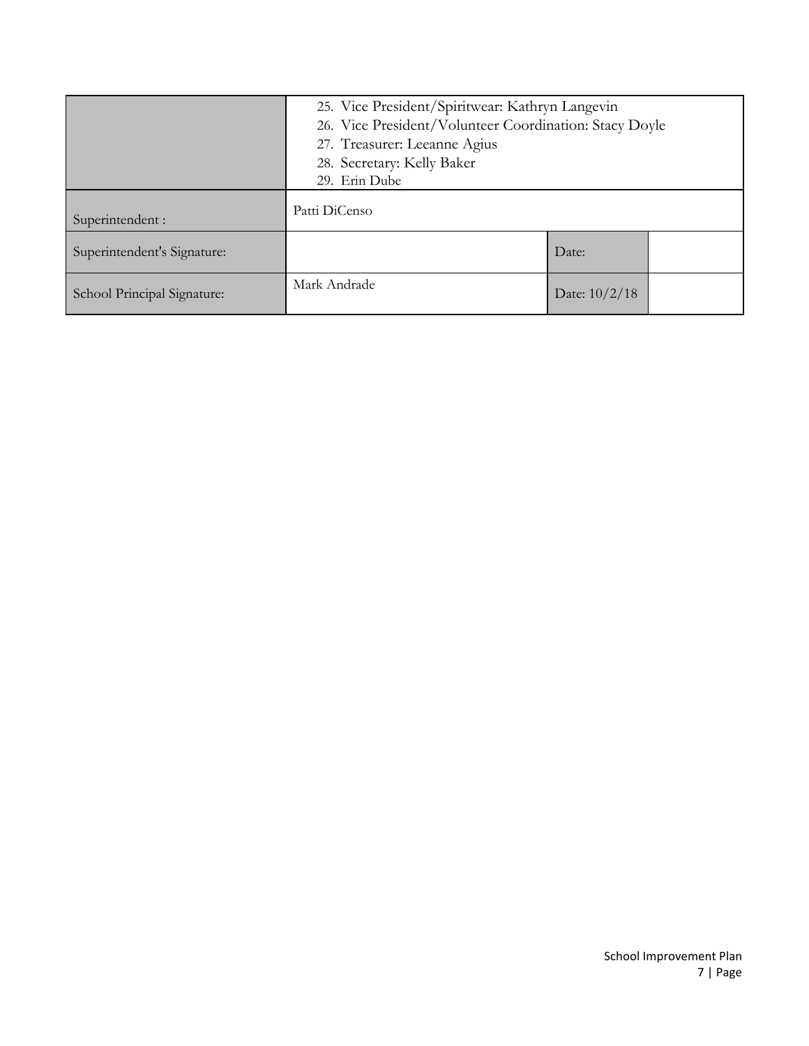| | | | |
|---|---|---|---|
| | 25. Vice President/Spiritwear: Kathryn Langevin<br>26. Vice President/Volunteer Coordination: Stacy Doyle<br>27. Treasurer: Leeanne Agius<br>28. Secretary: Kelly Baker<br>29. Erin Dube | | |
| Superintendent : | Patti DiCenso | | |
| Superintendent's Signature: | | Date: | |
| School Principal Signature: | Mark Andrade | Date: 10/2/18 | |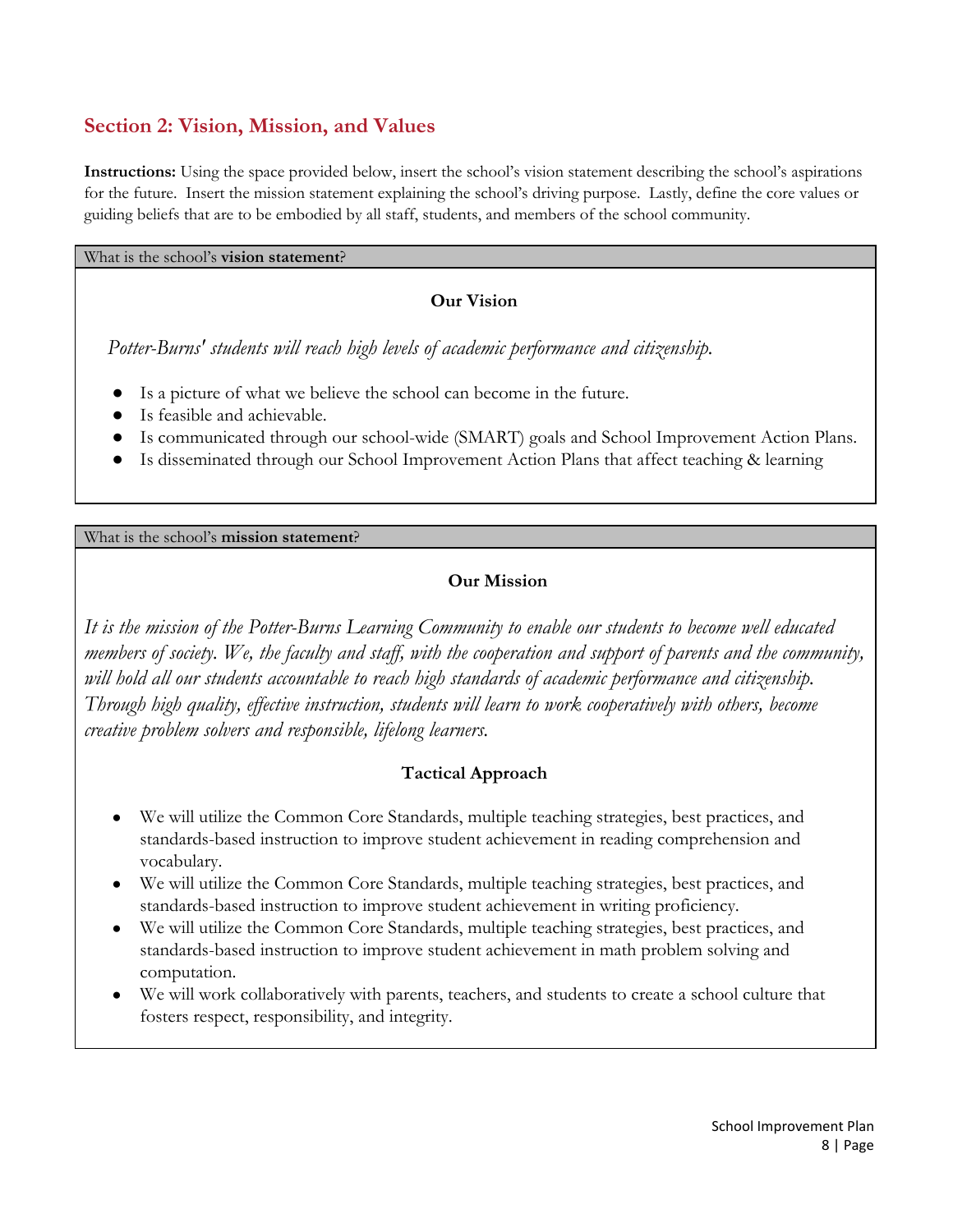## Section 2: Vision, Mission, and Values

**Instructions:** Using the space provided below, insert the school's vision statement describing the school's aspirations for the future. Insert the mission statement explaining the school's driving purpose. Lastly, define the core values or guiding beliefs that are to be embodied by all staff, students, and members of the school community.

| What is the school's **vision statement**? |
|---|
| **Our Vision**<br><br>*Potter-Burns' students will reach high levels of academic performance and citizenship.*<br><br>● Is a picture of what we believe the school can become in the future.<br>● Is feasible and achievable.<br>● Is communicated through our school-wide (SMART) goals and School Improvement Action Plans.<br>● Is disseminated through our School Improvement Action Plans that affect teaching & learning |

| What is the school's **mission statement**? |
|---|
| **Our Mission**<br><br>*It is the mission of the Potter-Burns Learning Community to enable our students to become well educated members of society. We, the faculty and staff, with the cooperation and support of parents and the community, will hold all our students accountable to reach high standards of academic performance and citizenship. Through high quality, effective instruction, students will learn to work cooperatively with others, become creative problem solvers and responsible, lifelong learners.*<br><br>**Tactical Approach**<br><br>● We will utilize the Common Core Standards, multiple teaching strategies, best practices, and standards-based instruction to improve student achievement in reading comprehension and vocabulary.<br>● We will utilize the Common Core Standards, multiple teaching strategies, best practices, and standards-based instruction to improve student achievement in writing proficiency.<br>● We will utilize the Common Core Standards, multiple teaching strategies, best practices, and standards-based instruction to improve student achievement in math problem solving and computation.<br>● We will work collaboratively with parents, teachers, and students to create a school culture that fosters respect, responsibility, and integrity. |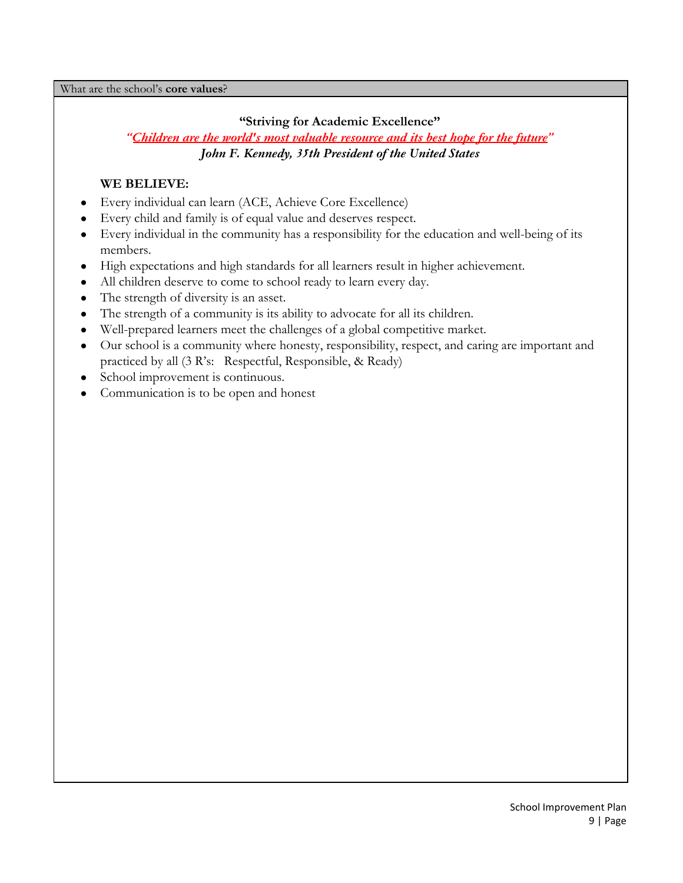What are the school's **core values**?

**"Striving for Academic Excellence"**

*"Children are the world's most valuable resource and its best hope for the future"*

***John F. Kennedy, 35th President of the United States***

**WE BELIEVE:**

- Every individual can learn (ACE, Achieve Core Excellence)
- Every child and family is of equal value and deserves respect.
- Every individual in the community has a responsibility for the education and well-being of its members.
- High expectations and high standards for all learners result in higher achievement.
- All children deserve to come to school ready to learn every day.
- The strength of diversity is an asset.
- The strength of a community is its ability to advocate for all its children.
- Well-prepared learners meet the challenges of a global competitive market.
- Our school is a community where honesty, responsibility, respect, and caring are important and practiced by all (3 R's: Respectful, Responsible, & Ready)
- School improvement is continuous.
- Communication is to be open and honest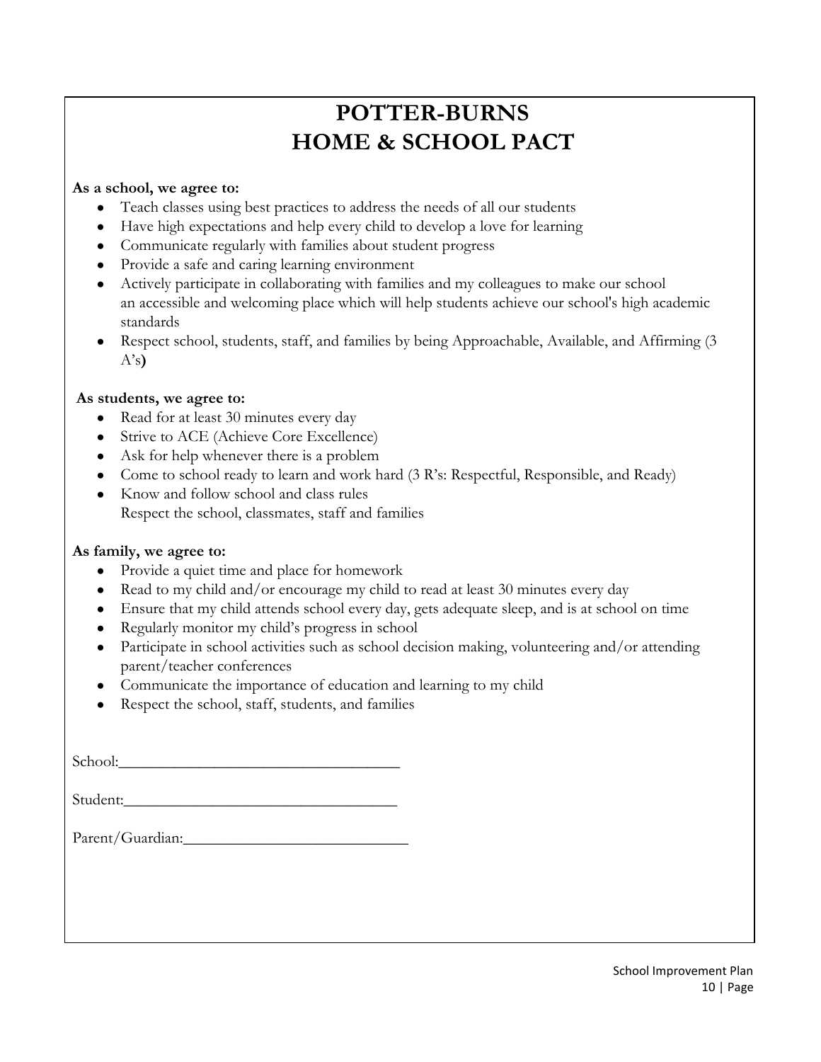# POTTER-BURNS
# HOME & SCHOOL PACT

**As a school, we agree to:**

- Teach classes using best practices to address the needs of all our students
- Have high expectations and help every child to develop a love for learning
- Communicate regularly with families about student progress
- Provide a safe and caring learning environment
- Actively participate in collaborating with families and my colleagues to make our school an accessible and welcoming place which will help students achieve our school's high academic standards
- Respect school, students, staff, and families by being Approachable, Available, and Affirming (3 A's**)**

**As students, we agree to:**

- Read for at least 30 minutes every day
- Strive to ACE (Achieve Core Excellence)
- Ask for help whenever there is a problem
- Come to school ready to learn and work hard (3 R's: Respectful, Responsible, and Ready)
- Know and follow school and class rules
  Respect the school, classmates, staff and families

**As family, we agree to:**

- Provide a quiet time and place for homework
- Read to my child and/or encourage my child to read at least 30 minutes every day
- Ensure that my child attends school every day, gets adequate sleep, and is at school on time
- Regularly monitor my child's progress in school
- Participate in school activities such as school decision making, volunteering and/or attending parent/teacher conferences
- Communicate the importance of education and learning to my child
- Respect the school, staff, students, and families

School:___________________________________

Student:__________________________________

Parent/Guardian:___________________________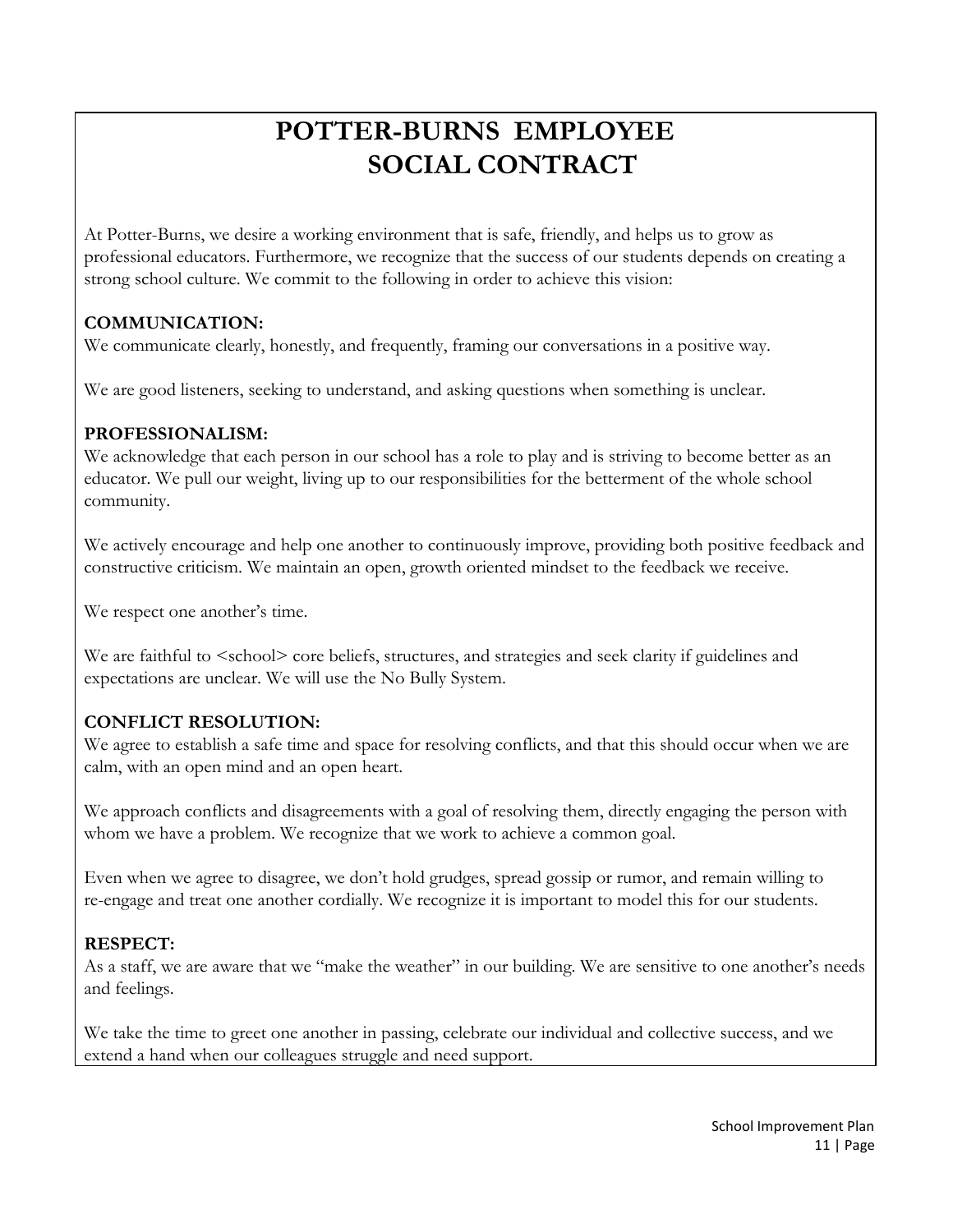# POTTER-BURNS EMPLOYEE SOCIAL CONTRACT

At Potter-Burns, we desire a working environment that is safe, friendly, and helps us to grow as professional educators. Furthermore, we recognize that the success of our students depends on creating a strong school culture. We commit to the following in order to achieve this vision:

**COMMUNICATION:**
We communicate clearly, honestly, and frequently, framing our conversations in a positive way.

We are good listeners, seeking to understand, and asking questions when something is unclear.

**PROFESSIONALISM:**
We acknowledge that each person in our school has a role to play and is striving to become better as an educator. We pull our weight, living up to our responsibilities for the betterment of the whole school community.

We actively encourage and help one another to continuously improve, providing both positive feedback and constructive criticism. We maintain an open, growth oriented mindset to the feedback we receive.

We respect one another's time.

We are faithful to <school> core beliefs, structures, and strategies and seek clarity if guidelines and expectations are unclear. We will use the No Bully System.

**CONFLICT RESOLUTION:**
We agree to establish a safe time and space for resolving conflicts, and that this should occur when we are calm, with an open mind and an open heart.

We approach conflicts and disagreements with a goal of resolving them, directly engaging the person with whom we have a problem. We recognize that we work to achieve a common goal.

Even when we agree to disagree, we don't hold grudges, spread gossip or rumor, and remain willing to re-engage and treat one another cordially. We recognize it is important to model this for our students.

**RESPECT:**
As a staff, we are aware that we "make the weather" in our building. We are sensitive to one another's needs and feelings.

We take the time to greet one another in passing, celebrate our individual and collective success, and we extend a hand when our colleagues struggle and need support.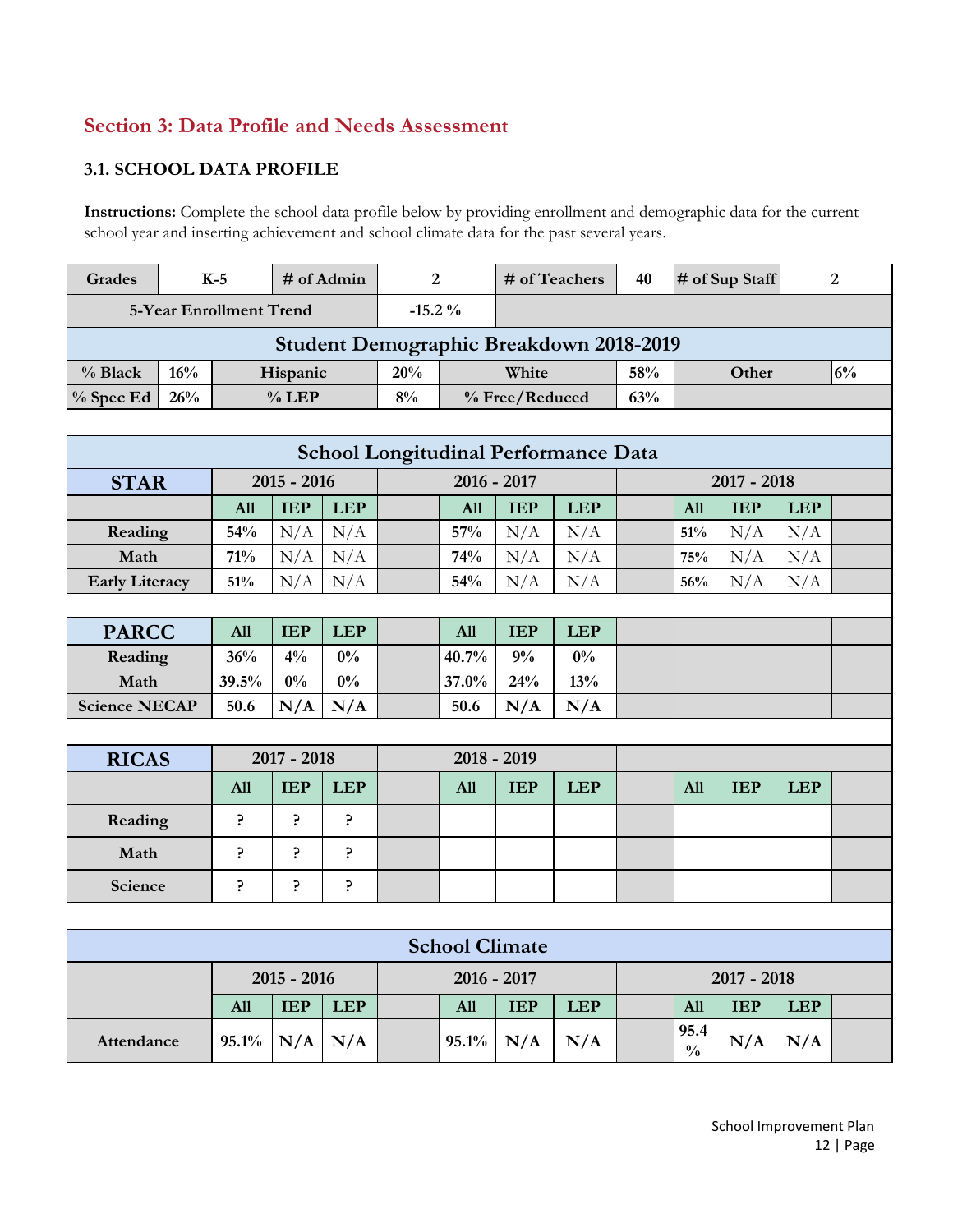## Section 3: Data Profile and Needs Assessment

### 3.1. SCHOOL DATA PROFILE

**Instructions:** Complete the school data profile below by providing enrollment and demographic data for the current school year and inserting achievement and school climate data for the past several years.

| Grades | K-5 | # of Admin | 2 | # of Teachers | 40 | # of Sup Staff | 2 |
|---|---|---|---|---|---|---|---|
| 5-Year Enrollment Trend | | | -15.2 % | | | | |

**Student Demographic Breakdown 2018-2019**

| % Black | 16% | Hispanic | 20% | White | 58% | Other | 6% |
|---|---|---|---|---|---|---|---|
| % Spec Ed | 26% | % LEP | 8% | % Free/Reduced | 63% | | |

**School Longitudinal Performance Data**

| STAR | 2015 - 2016 | | | | 2016 - 2017 | | | | 2017 - 2018 | | | |
|---|---|---|---|---|---|---|---|---|---|---|---|---|
| | All | IEP | LEP | | All | IEP | LEP | | All | IEP | LEP | |
| Reading | 54% | N/A | N/A | | 57% | N/A | N/A | | 51% | N/A | N/A | |
| Math | 71% | N/A | N/A | | 74% | N/A | N/A | | 75% | N/A | N/A | |
| Early Literacy | 51% | N/A | N/A | | 54% | N/A | N/A | | 56% | N/A | N/A | |

| PARCC | All | IEP | LEP | | All | IEP | LEP | | | | | |
|---|---|---|---|---|---|---|---|---|---|---|---|---|
| Reading | 36% | 4% | 0% | | 40.7% | 9% | 0% | | | | | |
| Math | 39.5% | 0% | 0% | | 37.0% | 24% | 13% | | | | | |
| Science NECAP | 50.6 | N/A | N/A | | 50.6 | N/A | N/A | | | | | |

| RICAS | 2017 - 2018 | | | | 2018 - 2019 | | | | | | | |
|---|---|---|---|---|---|---|---|---|---|---|---|---|
| | All | IEP | LEP | | All | IEP | LEP | | All | IEP | LEP | |
| Reading | ? | ? | ? | | | | | | | | | |
| Math | ? | ? | ? | | | | | | | | | |
| Science | ? | ? | ? | | | | | | | | | |

**School Climate**

| | 2015 - 2016 | | | | 2016 - 2017 | | | | 2017 - 2018 | | | |
|---|---|---|---|---|---|---|---|---|---|---|---|---|
| | All | IEP | LEP | | All | IEP | LEP | | All | IEP | LEP | |
| Attendance | 95.1% | N/A | N/A | | 95.1% | N/A | N/A | | 95.4 % | N/A | N/A | |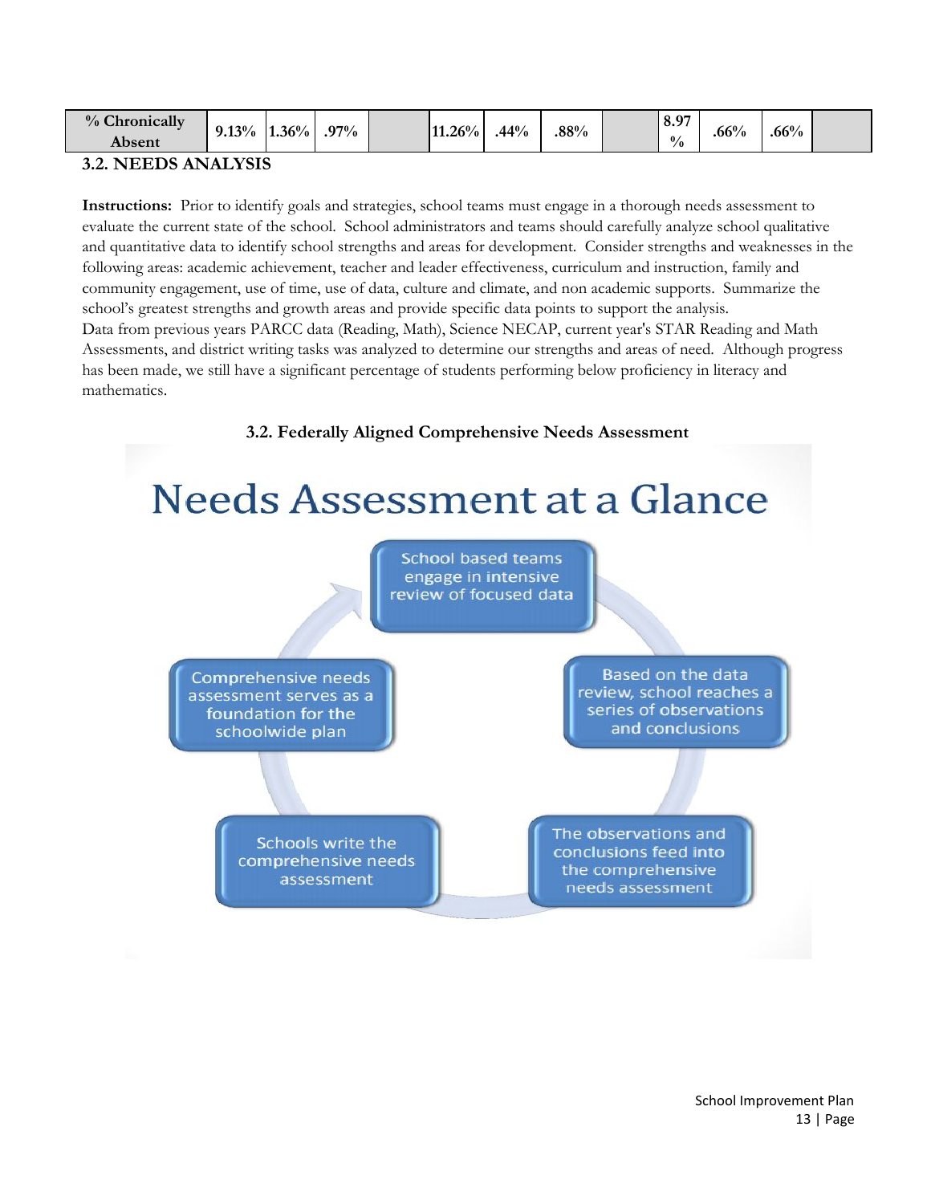| % Chronically Absent | 9.13% | 1.36% | .97% | | 11.26% | .44% | .88% | | 8.97 % | .66% | .66% | |
|---|---|---|---|---|---|---|---|---|---|---|---|---|

### 3.2. NEEDS ANALYSIS

**Instructions:** Prior to identify goals and strategies, school teams must engage in a thorough needs assessment to evaluate the current state of the school. School administrators and teams should carefully analyze school qualitative and quantitative data to identify school strengths and areas for development. Consider strengths and weaknesses in the following areas: academic achievement, teacher and leader effectiveness, curriculum and instruction, family and community engagement, use of time, use of data, culture and climate, and non academic supports. Summarize the school's greatest strengths and growth areas and provide specific data points to support the analysis.

Data from previous years PARCC data (Reading, Math), Science NECAP, current year's STAR Reading and Math Assessments, and district writing tasks was analyzed to determine our strengths and areas of need. Although progress has been made, we still have a significant percentage of students performing below proficiency in literacy and mathematics.

**3.2. Federally Aligned Comprehensive Needs Assessment**

Needs Assessment at a Glance

- School based teams engage in intensive review of focused data
- Based on the data review, school reaches a series of observations and conclusions
- The observations and conclusions feed into the comprehensive needs assessment
- Schools write the comprehensive needs assessment
- Comprehensive needs assessment serves as a foundation for the schoolwide plan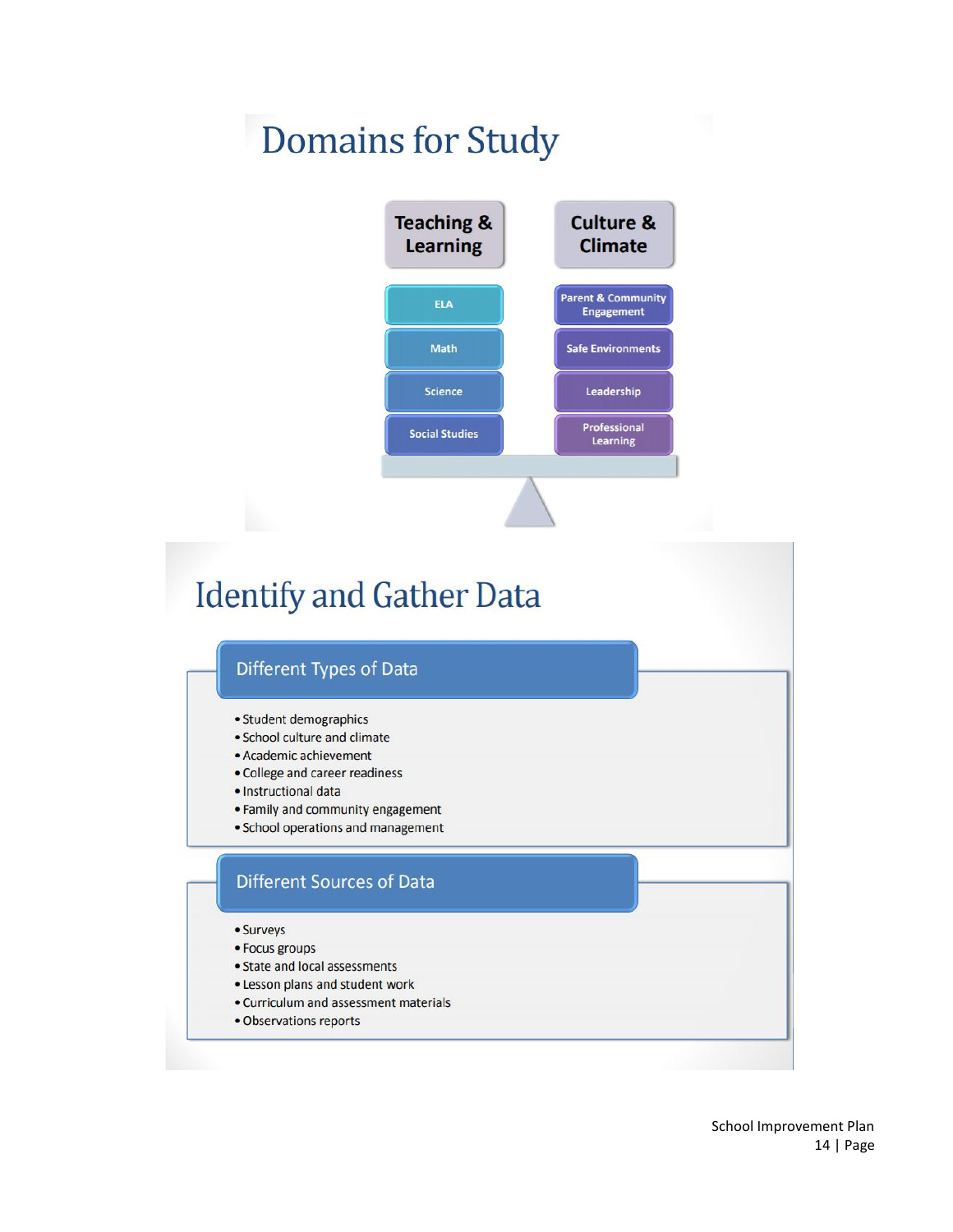# Domains for Study

| Teaching & Learning | Culture & Climate |
| --- | --- |
| ELA | Parent & Community Engagement |
| Math | Safe Environments |
| Science | Leadership |
| Social Studies | Professional Learning |

# Identify and Gather Data

## Different Types of Data

- Student demographics
- School culture and climate
- Academic achievement
- College and career readiness
- Instructional data
- Family and community engagement
- School operations and management

## Different Sources of Data

- Surveys
- Focus groups
- State and local assessments
- Lesson plans and student work
- Curriculum and assessment materials
- Observations reports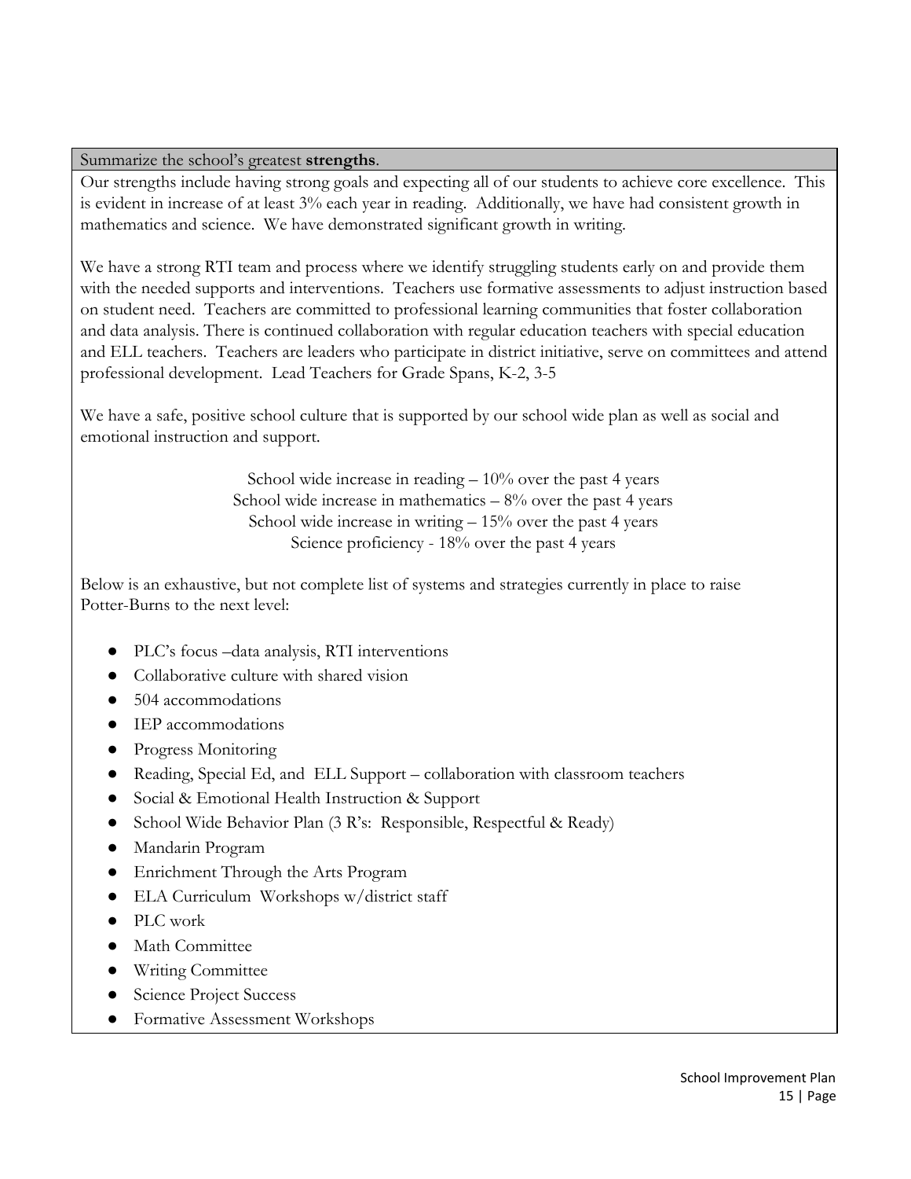| Summarize the school's greatest **strengths**. |
|---|

Our strengths include having strong goals and expecting all of our students to achieve core excellence. This is evident in increase of at least 3% each year in reading. Additionally, we have had consistent growth in mathematics and science. We have demonstrated significant growth in writing.

We have a strong RTI team and process where we identify struggling students early on and provide them with the needed supports and interventions. Teachers use formative assessments to adjust instruction based on student need. Teachers are committed to professional learning communities that foster collaboration and data analysis. There is continued collaboration with regular education teachers with special education and ELL teachers. Teachers are leaders who participate in district initiative, serve on committees and attend professional development. Lead Teachers for Grade Spans, K-2, 3-5

We have a safe, positive school culture that is supported by our school wide plan as well as social and emotional instruction and support.

School wide increase in reading – 10% over the past 4 years
School wide increase in mathematics – 8% over the past 4 years
School wide increase in writing – 15% over the past 4 years
Science proficiency - 18% over the past 4 years

Below is an exhaustive, but not complete list of systems and strategies currently in place to raise Potter-Burns to the next level:

- PLC's focus –data analysis, RTI interventions
- Collaborative culture with shared vision
- 504 accommodations
- IEP accommodations
- Progress Monitoring
- Reading, Special Ed, and ELL Support – collaboration with classroom teachers
- Social & Emotional Health Instruction & Support
- School Wide Behavior Plan (3 R's: Responsible, Respectful & Ready)
- Mandarin Program
- Enrichment Through the Arts Program
- ELA Curriculum Workshops w/district staff
- PLC work
- Math Committee
- Writing Committee
- Science Project Success
- Formative Assessment Workshops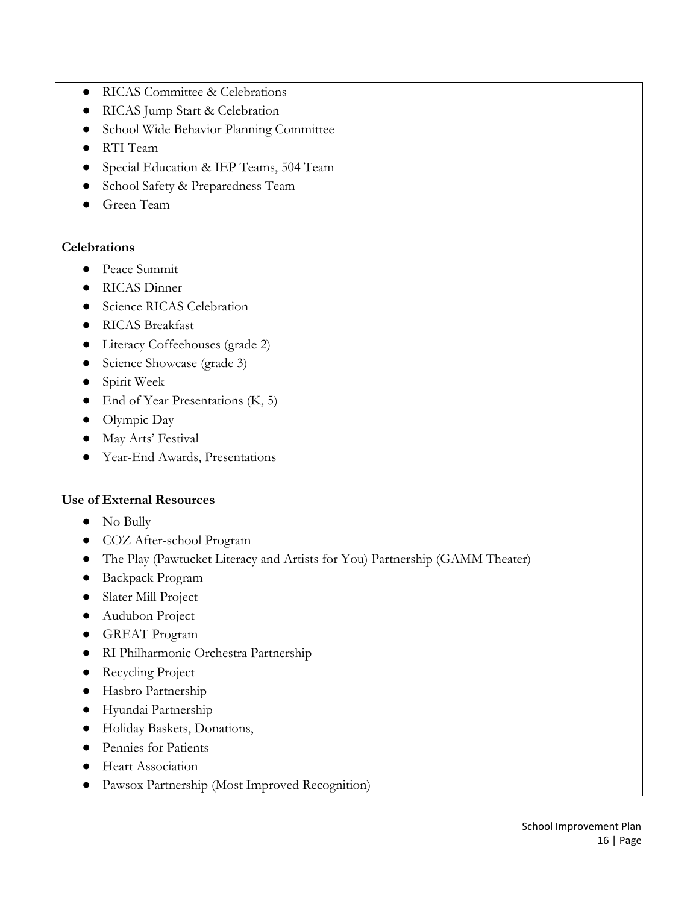- RICAS Committee & Celebrations
- RICAS Jump Start & Celebration
- School Wide Behavior Planning Committee
- RTI Team
- Special Education & IEP Teams, 504 Team
- School Safety & Preparedness Team
- Green Team

**Celebrations**

- Peace Summit
- RICAS Dinner
- Science RICAS Celebration
- RICAS Breakfast
- Literacy Coffeehouses (grade 2)
- Science Showcase (grade 3)
- Spirit Week
- End of Year Presentations (K, 5)
- Olympic Day
- May Arts' Festival
- Year-End Awards, Presentations

**Use of External Resources**

- No Bully
- COZ After-school Program
- The Play (Pawtucket Literacy and Artists for You) Partnership (GAMM Theater)
- Backpack Program
- Slater Mill Project
- Audubon Project
- GREAT Program
- RI Philharmonic Orchestra Partnership
- Recycling Project
- Hasbro Partnership
- Hyundai Partnership
- Holiday Baskets, Donations,
- Pennies for Patients
- Heart Association
- Pawsox Partnership (Most Improved Recognition)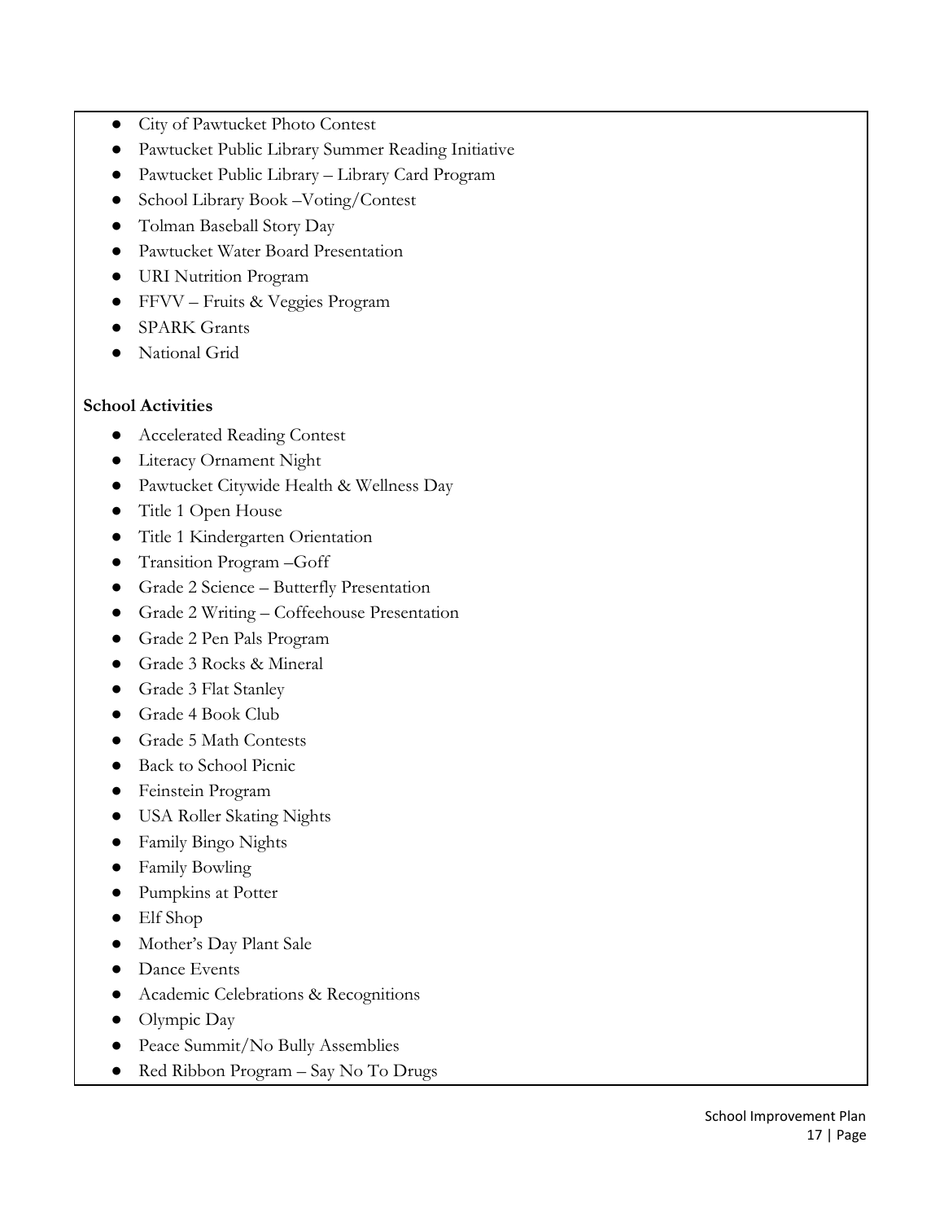- City of Pawtucket Photo Contest
- Pawtucket Public Library Summer Reading Initiative
- Pawtucket Public Library – Library Card Program
- School Library Book –Voting/Contest
- Tolman Baseball Story Day
- Pawtucket Water Board Presentation
- URI Nutrition Program
- FFVV – Fruits & Veggies Program
- SPARK Grants
- National Grid

**School Activities**

- Accelerated Reading Contest
- Literacy Ornament Night
- Pawtucket Citywide Health & Wellness Day
- Title 1 Open House
- Title 1 Kindergarten Orientation
- Transition Program –Goff
- Grade 2 Science – Butterfly Presentation
- Grade 2 Writing – Coffeehouse Presentation
- Grade 2 Pen Pals Program
- Grade 3 Rocks & Mineral
- Grade 3 Flat Stanley
- Grade 4 Book Club
- Grade 5 Math Contests
- Back to School Picnic
- Feinstein Program
- USA Roller Skating Nights
- Family Bingo Nights
- Family Bowling
- Pumpkins at Potter
- Elf Shop
- Mother's Day Plant Sale
- Dance Events
- Academic Celebrations & Recognitions
- Olympic Day
- Peace Summit/No Bully Assemblies
- Red Ribbon Program – Say No To Drugs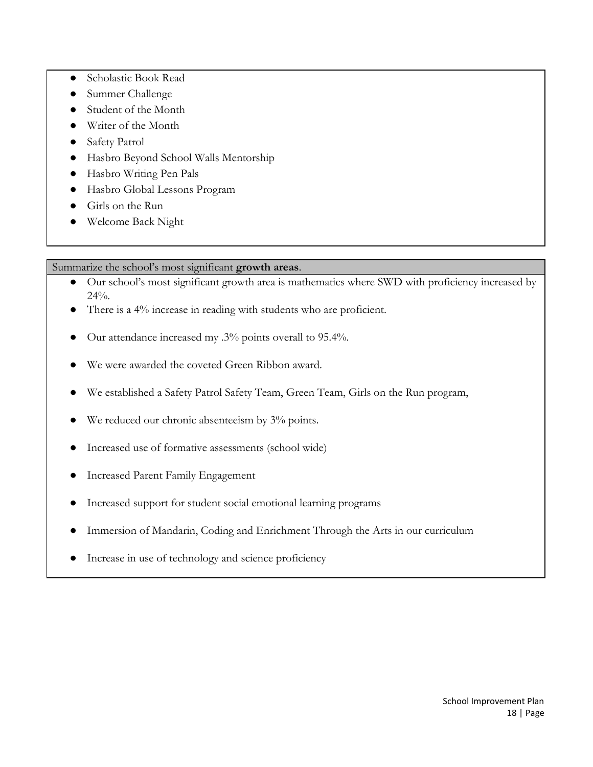- Scholastic Book Read
- Summer Challenge
- Student of the Month
- Writer of the Month
- Safety Patrol
- Hasbro Beyond School Walls Mentorship
- Hasbro Writing Pen Pals
- Hasbro Global Lessons Program
- Girls on the Run
- Welcome Back Night

Summarize the school's most significant **growth areas**.

- Our school's most significant growth area is mathematics where SWD with proficiency increased by 24%.
- There is a 4% increase in reading with students who are proficient.
- Our attendance increased my .3% points overall to 95.4%.
- We were awarded the coveted Green Ribbon award.
- We established a Safety Patrol Safety Team, Green Team, Girls on the Run program,
- We reduced our chronic absenteeism by 3% points.
- Increased use of formative assessments (school wide)
- Increased Parent Family Engagement
- Increased support for student social emotional learning programs
- Immersion of Mandarin, Coding and Enrichment Through the Arts in our curriculum
- Increase in use of technology and science proficiency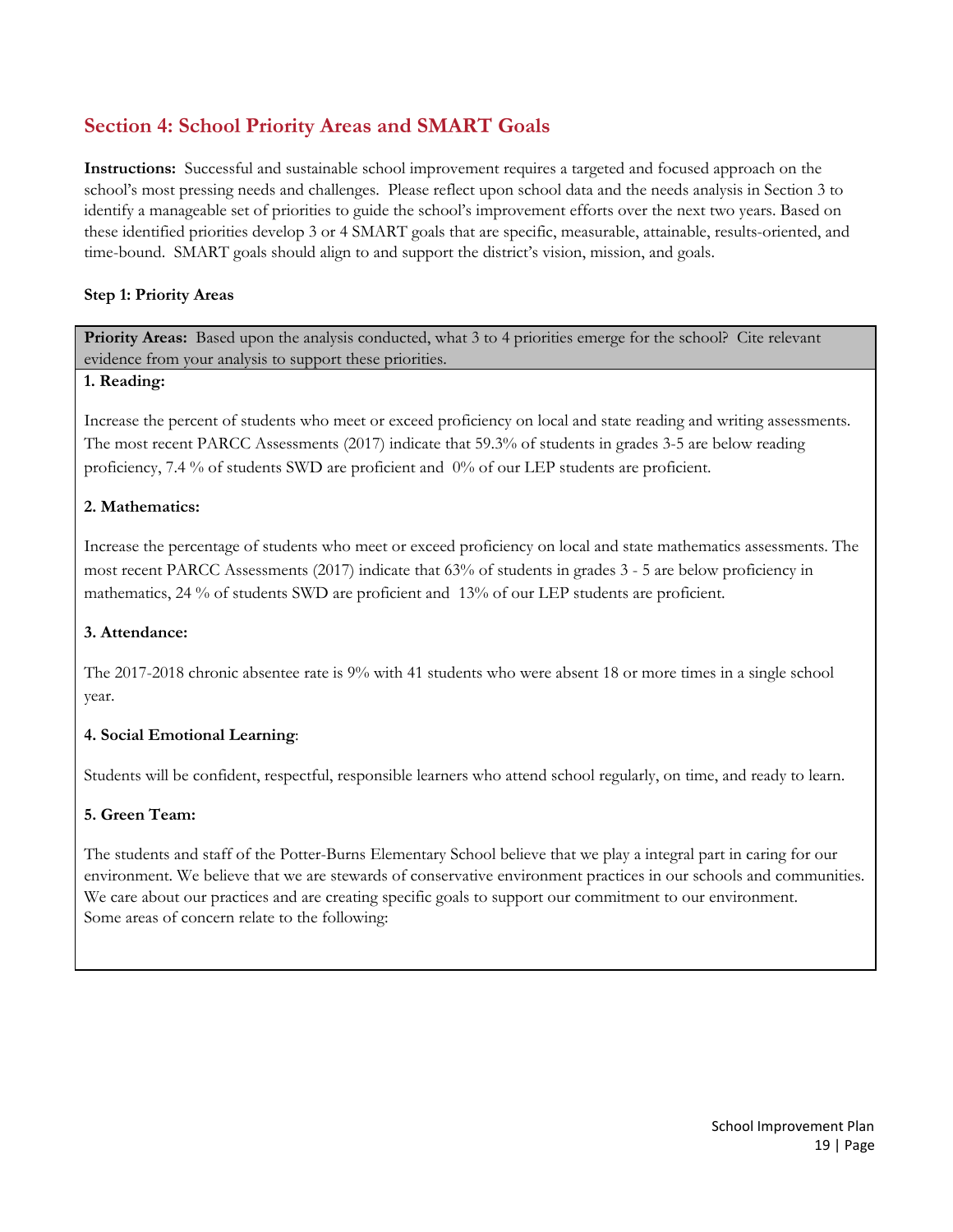## Section 4: School Priority Areas and SMART Goals

**Instructions:** Successful and sustainable school improvement requires a targeted and focused approach on the school's most pressing needs and challenges. Please reflect upon school data and the needs analysis in Section 3 to identify a manageable set of priorities to guide the school's improvement efforts over the next two years. Based on these identified priorities develop 3 or 4 SMART goals that are specific, measurable, attainable, results-oriented, and time-bound. SMART goals should align to and support the district's vision, mission, and goals.

**Step 1: Priority Areas**

**Priority Areas:** Based upon the analysis conducted, what 3 to 4 priorities emerge for the school? Cite relevant evidence from your analysis to support these priorities.

**1. Reading:**

Increase the percent of students who meet or exceed proficiency on local and state reading and writing assessments. The most recent PARCC Assessments (2017) indicate that 59.3% of students in grades 3-5 are below reading proficiency, 7.4 % of students SWD are proficient and 0% of our LEP students are proficient.

**2. Mathematics:**

Increase the percentage of students who meet or exceed proficiency on local and state mathematics assessments. The most recent PARCC Assessments (2017) indicate that 63% of students in grades 3 - 5 are below proficiency in mathematics, 24 % of students SWD are proficient and 13% of our LEP students are proficient.

**3. Attendance:**

The 2017-2018 chronic absentee rate is 9% with 41 students who were absent 18 or more times in a single school year.

**4. Social Emotional Learning**:

Students will be confident, respectful, responsible learners who attend school regularly, on time, and ready to learn.

**5. Green Team:**

The students and staff of the Potter-Burns Elementary School believe that we play a integral part in caring for our environment. We believe that we are stewards of conservative environment practices in our schools and communities. We care about our practices and are creating specific goals to support our commitment to our environment.
Some areas of concern relate to the following: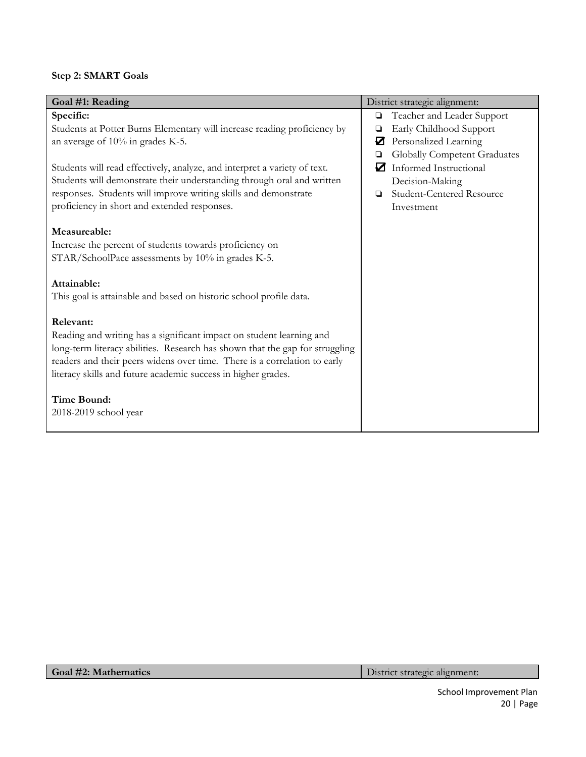**Step 2: SMART Goals**

| Goal #1: Reading | District strategic alignment: |
| --- | --- |
| **Specific:**<br>Students at Potter Burns Elementary will increase reading proficiency by an average of 10% in grades K-5.<br><br>Students will read effectively, analyze, and interpret a variety of text. Students will demonstrate their understanding through oral and written responses. Students will improve writing skills and demonstrate proficiency in short and extended responses.<br><br>**Measureable:**<br>Increase the percent of students towards proficiency on STAR/SchoolPace assessments by 10% in grades K-5.<br><br>**Attainable:**<br>This goal is attainable and based on historic school profile data.<br><br>**Relevant:**<br>Reading and writing has a significant impact on student learning and long-term literacy abilities. Research has shown that the gap for struggling readers and their peers widens over time. There is a correlation to early literacy skills and future academic success in higher grades.<br><br>**Time Bound:**<br>2018-2019 school year | ☐ Teacher and Leader Support<br>☐ Early Childhood Support<br>☑ Personalized Learning<br>☐ Globally Competent Graduates<br>☑ Informed Instructional Decision-Making<br>☐ Student-Centered Resource Investment |

| Goal #2: Mathematics | District strategic alignment: |
| --- | --- |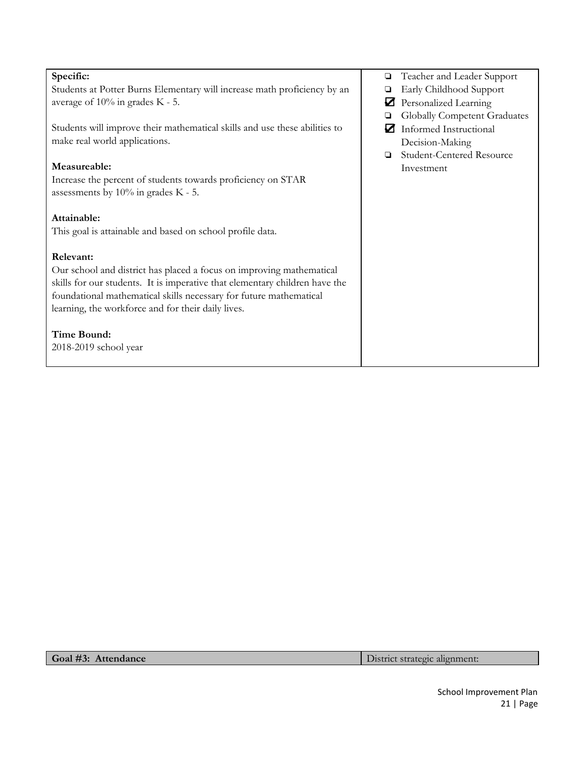| | |
|---|---|
| **Specific:**<br>Students at Potter Burns Elementary will increase math proficiency by an average of 10% in grades K - 5.<br><br>Students will improve their mathematical skills and use these abilities to make real world applications.<br><br>**Measureable:**<br>Increase the percent of students towards proficiency on STAR assessments by 10% in grades K - 5.<br><br>**Attainable:**<br>This goal is attainable and based on school profile data.<br><br>**Relevant:**<br>Our school and district has placed a focus on improving mathematical skills for our students. It is imperative that elementary children have the foundational mathematical skills necessary for future mathematical learning, the workforce and for their daily lives.<br><br>**Time Bound:**<br>2018-2019 school year | ❏ Teacher and Leader Support<br>❏ Early Childhood Support<br>☑ Personalized Learning<br>❏ Globally Competent Graduates<br>☑ Informed Instructional Decision-Making<br>❏ Student-Centered Resource Investment |

| **Goal #3: Attendance** | District strategic alignment: |
|---|---|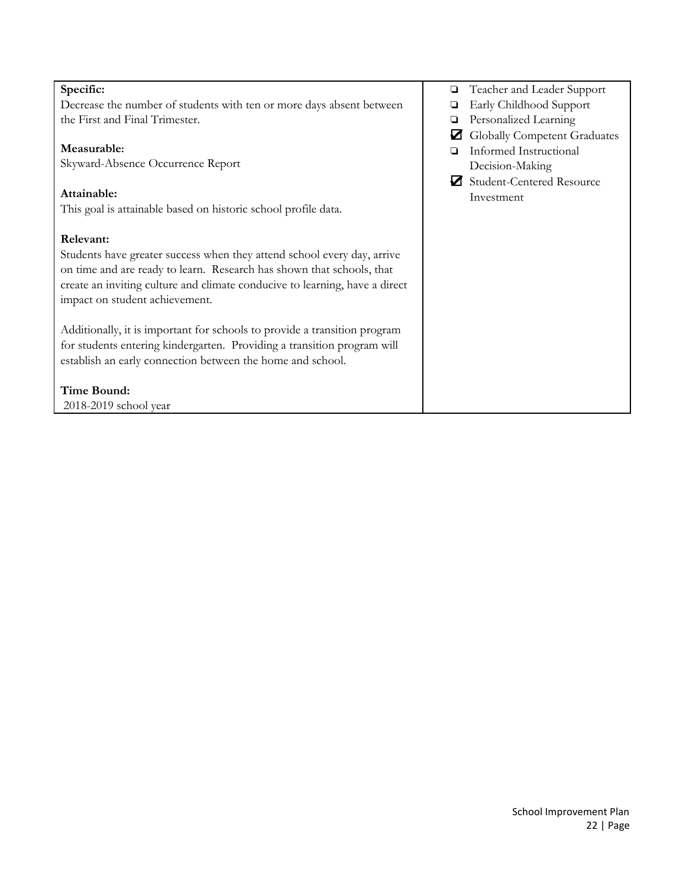| | |
|---|---|
| **Specific:**<br>Decrease the number of students with ten or more days absent between the First and Final Trimester.<br><br>**Measurable:**<br>Skyward-Absence Occurrence Report<br><br>**Attainable:**<br>This goal is attainable based on historic school profile data.<br><br>**Relevant:**<br>Students have greater success when they attend school every day, arrive on time and are ready to learn. Research has shown that schools, that create an inviting culture and climate conducive to learning, have a direct impact on student achievement.<br><br>Additionally, it is important for schools to provide a transition program for students entering kindergarten. Providing a transition program will establish an early connection between the home and school.<br><br>**Time Bound:**<br>2018-2019 school year | ☐ Teacher and Leader Support<br>☐ Early Childhood Support<br>☐ Personalized Learning<br>☑ Globally Competent Graduates<br>☐ Informed Instructional Decision-Making<br>☑ Student-Centered Resource Investment |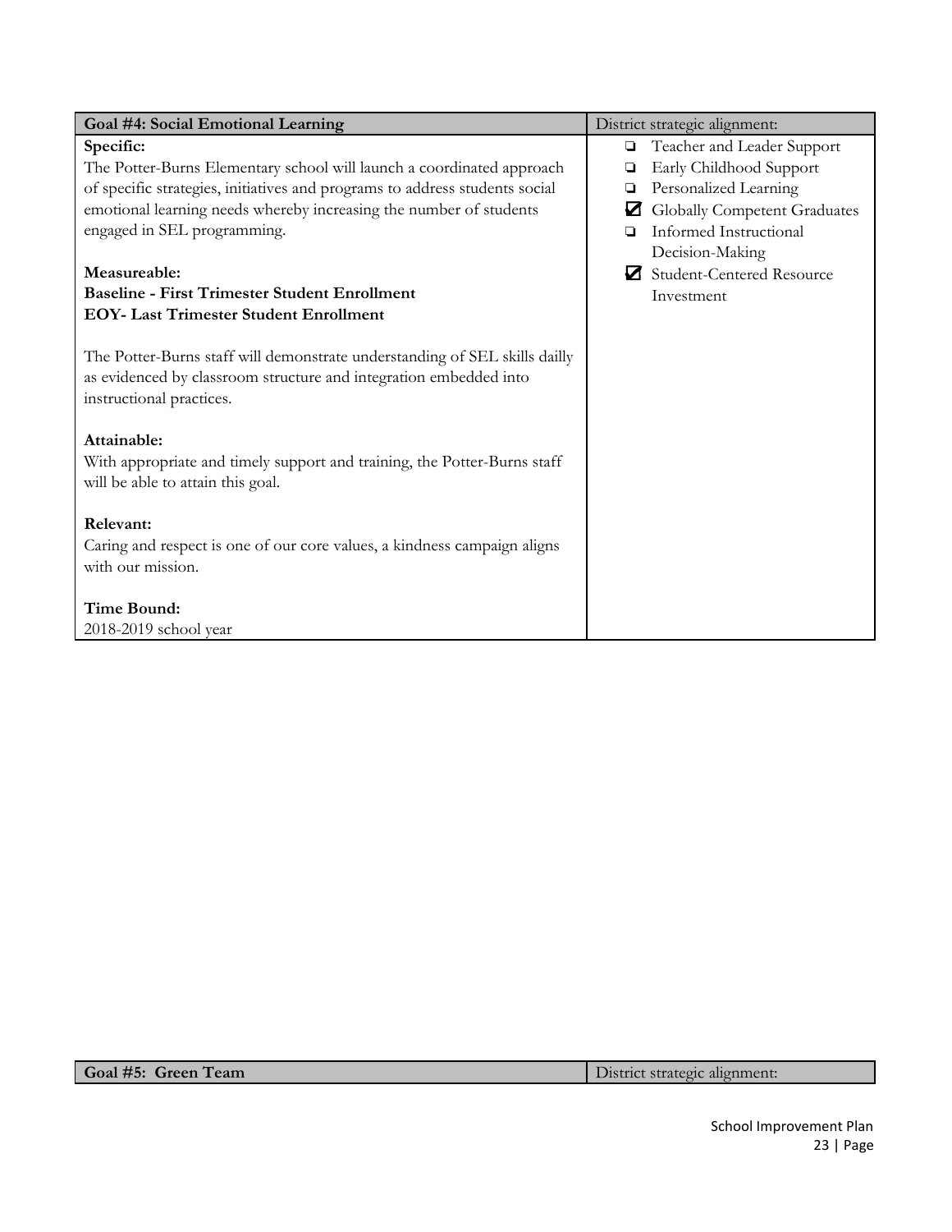| Goal #4: Social Emotional Learning | District strategic alignment: |
|---|---|
| **Specific:**<br>The Potter-Burns Elementary school will launch a coordinated approach of specific strategies, initiatives and programs to address students social emotional learning needs whereby increasing the number of students engaged in SEL programming.<br><br>**Measureable:**<br>**Baseline - First Trimester Student Enrollment**<br>**EOY- Last Trimester Student Enrollment**<br><br>The Potter-Burns staff will demonstrate understanding of SEL skills daily as evidenced by classroom structure and integration embedded into instructional practices.<br><br>**Attainable:**<br>With appropriate and timely support and training, the Potter-Burns staff will be able to attain this goal.<br><br>**Relevant:**<br>Caring and respect is one of our core values, a kindness campaign aligns with our mission.<br><br>**Time Bound:**<br>2018-2019 school year | ❏ Teacher and Leader Support<br>❏ Early Childhood Support<br>❏ Personalized Learning<br>☑ Globally Competent Graduates<br>❏ Informed Instructional Decision-Making<br>☑ Student-Centered Resource Investment |

| Goal #5: Green Team | District strategic alignment: |
|---|---|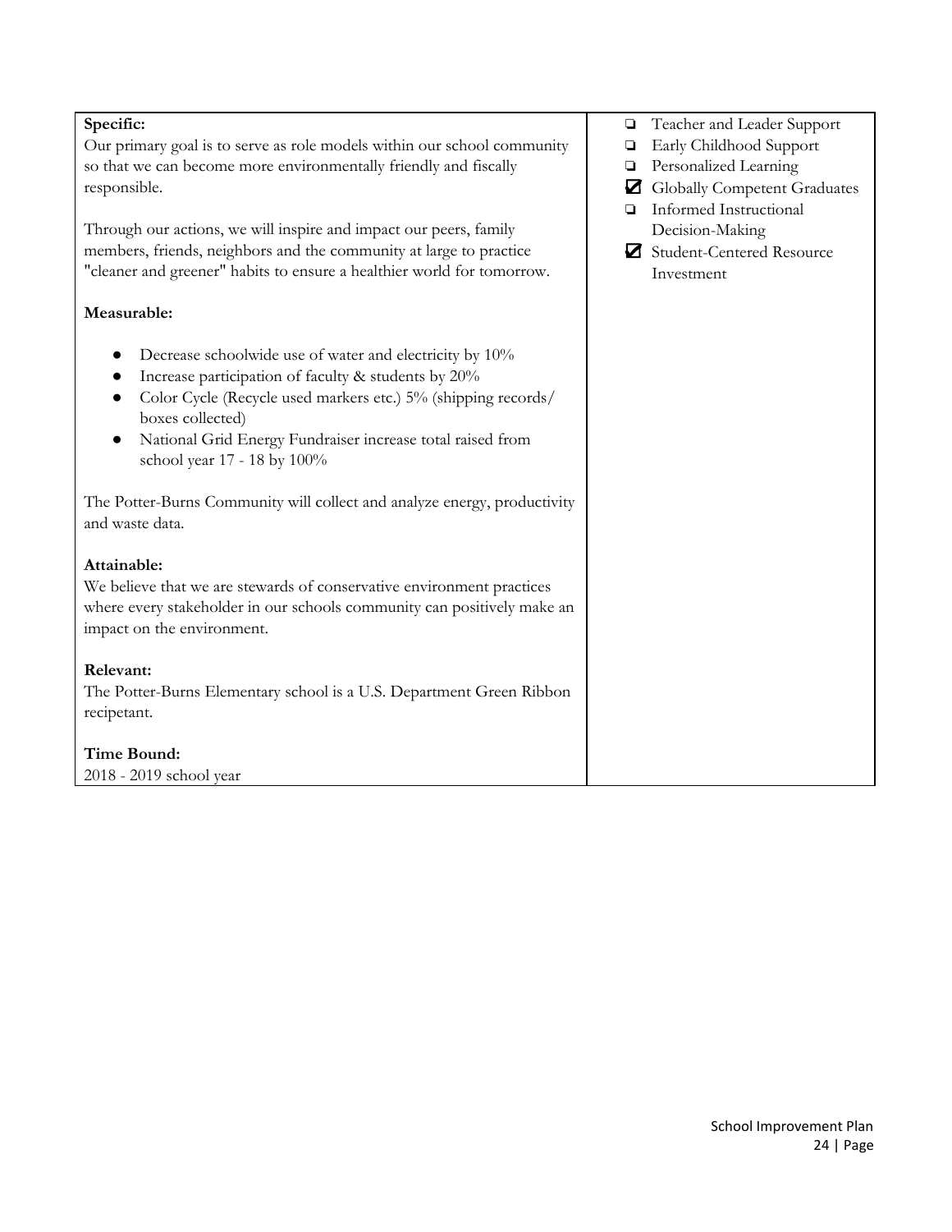| **Specific:**<br>Our primary goal is to serve as role models within our school community so that we can become more environmentally friendly and fiscally responsible.<br><br>Through our actions, we will inspire and impact our peers, family members, friends, neighbors and the community at large to practice "cleaner and greener" habits to ensure a healthier world for tomorrow.<br><br>**Measurable:**<br>• Decrease schoolwide use of water and electricity by 10%<br>• Increase participation of faculty & students by 20%<br>• Color Cycle (Recycle used markers etc.) 5% (shipping records/ boxes collected)<br>• National Grid Energy Fundraiser increase total raised from school year 17 - 18 by 100%<br><br>The Potter-Burns Community will collect and analyze energy, productivity and waste data.<br><br>**Attainable:**<br>We believe that we are stewards of conservative environment practices where every stakeholder in our schools community can positively make an impact on the environment.<br><br>**Relevant:**<br>The Potter-Burns Elementary school is a U.S. Department Green Ribbon recipetant.<br><br>**Time Bound:**<br>2018 - 2019 school year | ☐ Teacher and Leader Support<br>☐ Early Childhood Support<br>☐ Personalized Learning<br>☑ Globally Competent Graduates<br>☐ Informed Instructional Decision-Making<br>☑ Student-Centered Resource Investment |
|---|---|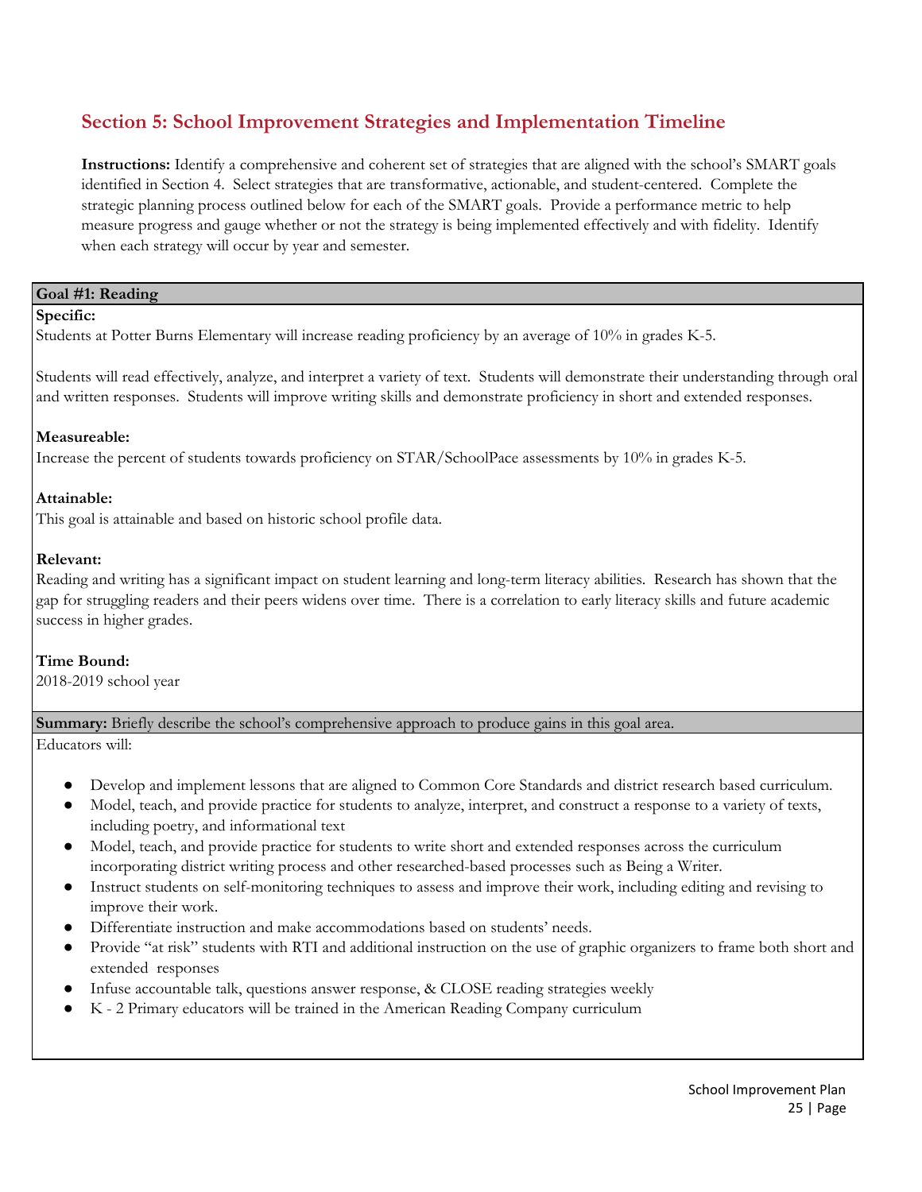## Section 5: School Improvement Strategies and Implementation Timeline

**Instructions:** Identify a comprehensive and coherent set of strategies that are aligned with the school's SMART goals identified in Section 4. Select strategies that are transformative, actionable, and student-centered. Complete the strategic planning process outlined below for each of the SMART goals. Provide a performance metric to help measure progress and gauge whether or not the strategy is being implemented effectively and with fidelity. Identify when each strategy will occur by year and semester.

**Goal #1: Reading**

**Specific:**
Students at Potter Burns Elementary will increase reading proficiency by an average of 10% in grades K-5.

Students will read effectively, analyze, and interpret a variety of text. Students will demonstrate their understanding through oral and written responses. Students will improve writing skills and demonstrate proficiency in short and extended responses.

**Measureable:**
Increase the percent of students towards proficiency on STAR/SchoolPace assessments by 10% in grades K-5.

**Attainable:**
This goal is attainable and based on historic school profile data.

**Relevant:**
Reading and writing has a significant impact on student learning and long-term literacy abilities. Research has shown that the gap for struggling readers and their peers widens over time. There is a correlation to early literacy skills and future academic success in higher grades.

**Time Bound:**
2018-2019 school year

**Summary:** Briefly describe the school's comprehensive approach to produce gains in this goal area.

Educators will:

- Develop and implement lessons that are aligned to Common Core Standards and district research based curriculum.
- Model, teach, and provide practice for students to analyze, interpret, and construct a response to a variety of texts, including poetry, and informational text
- Model, teach, and provide practice for students to write short and extended responses across the curriculum incorporating district writing process and other researched-based processes such as Being a Writer.
- Instruct students on self-monitoring techniques to assess and improve their work, including editing and revising to improve their work.
- Differentiate instruction and make accommodations based on students' needs.
- Provide "at risk" students with RTI and additional instruction on the use of graphic organizers to frame both short and extended responses
- Infuse accountable talk, questions answer response, & CLOSE reading strategies weekly
- K - 2 Primary educators will be trained in the American Reading Company curriculum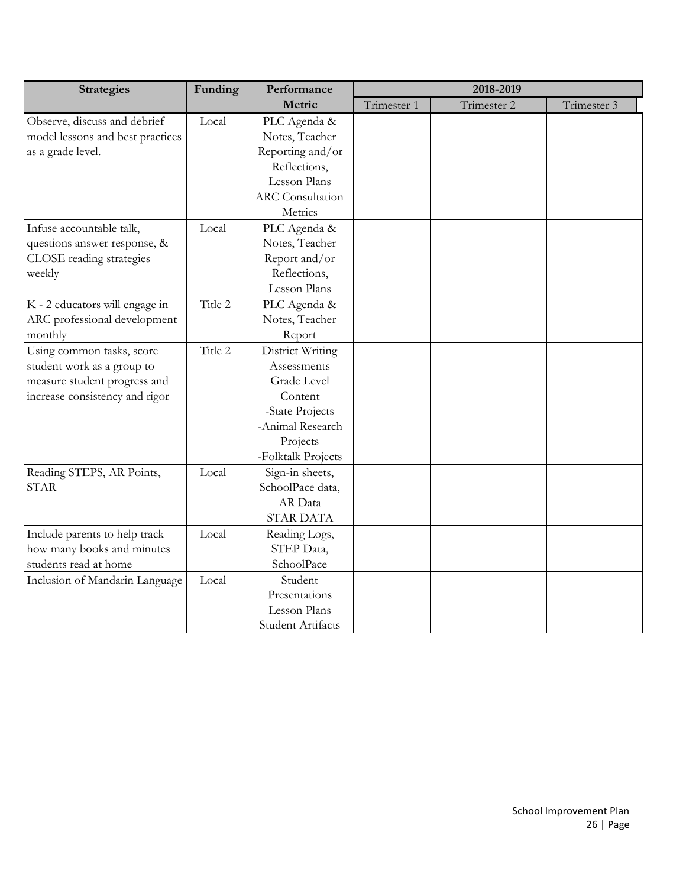| Strategies | Funding | Performance Metric | 2018-2019 | | |
|---|---|---|---|---|---|
| | | | Trimester 1 | Trimester 2 | Trimester 3 |
| Observe, discuss and debrief model lessons and best practices as a grade level. | Local | PLC Agenda & Notes, Teacher Reporting and/or Reflections, Lesson Plans ARC Consultation Metrics | | | |
| Infuse accountable talk, questions answer response, & CLOSE reading strategies weekly | Local | PLC Agenda & Notes, Teacher Report and/or Reflections, Lesson Plans | | | |
| K - 2 educators will engage in ARC professional development monthly | Title 2 | PLC Agenda & Notes, Teacher Report | | | |
| Using common tasks, score student work as a group to measure student progress and increase consistency and rigor | Title 2 | District Writing Assessments Grade Level Content -State Projects -Animal Research Projects -Folktalk Projects | | | |
| Reading STEPS, AR Points, STAR | Local | Sign-in sheets, SchoolPace data, AR Data STAR DATA | | | |
| Include parents to help track how many books and minutes students read at home | Local | Reading Logs, STEP Data, SchoolPace | | | |
| Inclusion of Mandarin Language | Local | Student Presentations Lesson Plans Student Artifacts | | | |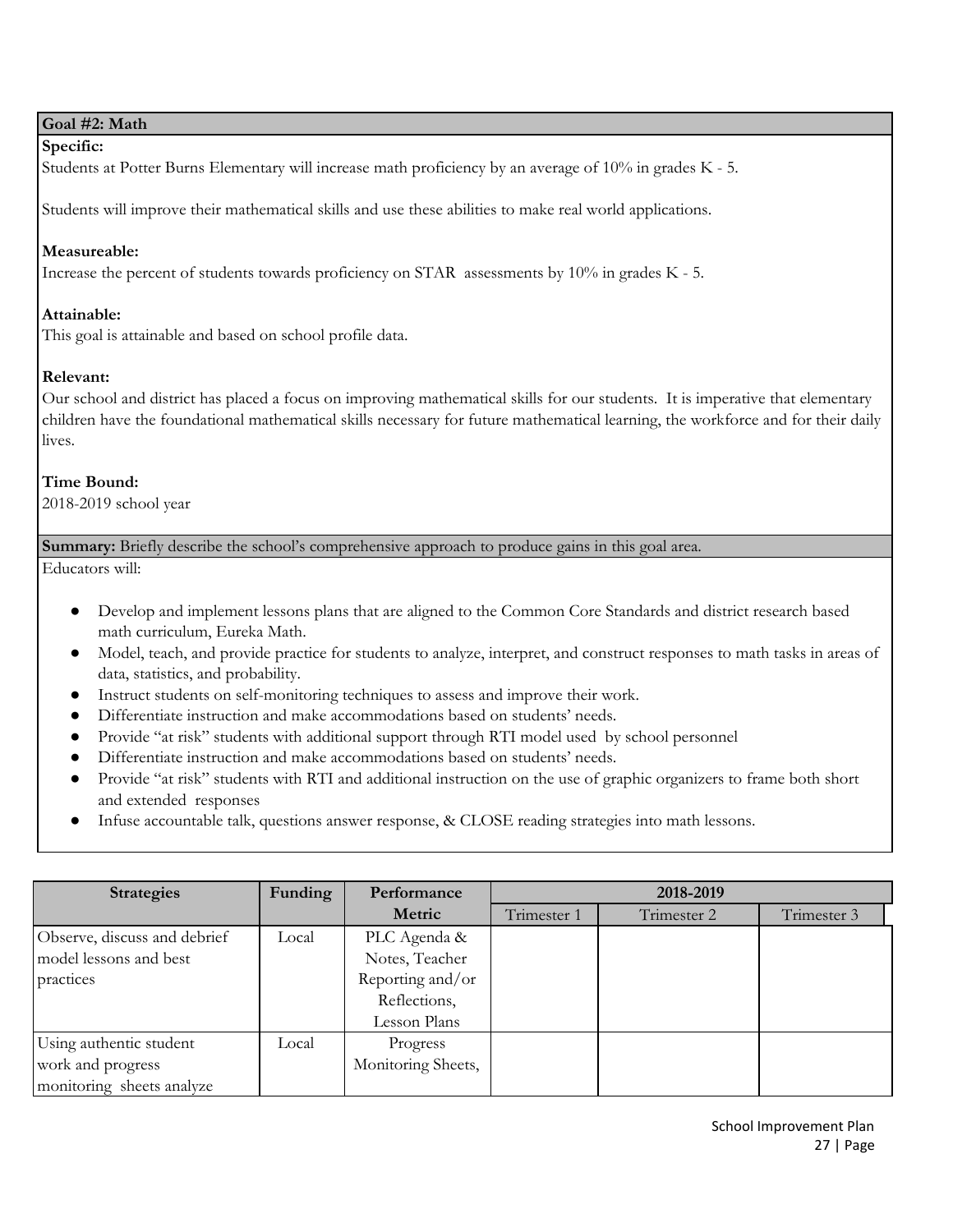**Goal #2: Math**

**Specific:**

Students at Potter Burns Elementary will increase math proficiency by an average of 10% in grades K - 5.

Students will improve their mathematical skills and use these abilities to make real world applications.

**Measureable:**

Increase the percent of students towards proficiency on STAR assessments by 10% in grades K - 5.

**Attainable:**

This goal is attainable and based on school profile data.

**Relevant:**

Our school and district has placed a focus on improving mathematical skills for our students. It is imperative that elementary children have the foundational mathematical skills necessary for future mathematical learning, the workforce and for their daily lives.

**Time Bound:**

2018-2019 school year

**Summary:** Briefly describe the school's comprehensive approach to produce gains in this goal area.

Educators will:

- Develop and implement lessons plans that are aligned to the Common Core Standards and district research based math curriculum, Eureka Math.
- Model, teach, and provide practice for students to analyze, interpret, and construct responses to math tasks in areas of data, statistics, and probability.
- Instruct students on self-monitoring techniques to assess and improve their work.
- Differentiate instruction and make accommodations based on students' needs.
- Provide "at risk" students with additional support through RTI model used by school personnel
- Differentiate instruction and make accommodations based on students' needs.
- Provide "at risk" students with RTI and additional instruction on the use of graphic organizers to frame both short and extended responses
- Infuse accountable talk, questions answer response, & CLOSE reading strategies into math lessons.

| Strategies | Funding | Performance Metric | 2018-2019 | | |
|---|---|---|---|---|---|
| | | | Trimester 1 | Trimester 2 | Trimester 3 |
| Observe, discuss and debrief model lessons and best practices | Local | PLC Agenda & Notes, Teacher Reporting and/or Reflections, Lesson Plans | | | |
| Using authentic student work and progress monitoring sheets analyze | Local | Progress Monitoring Sheets, | | | |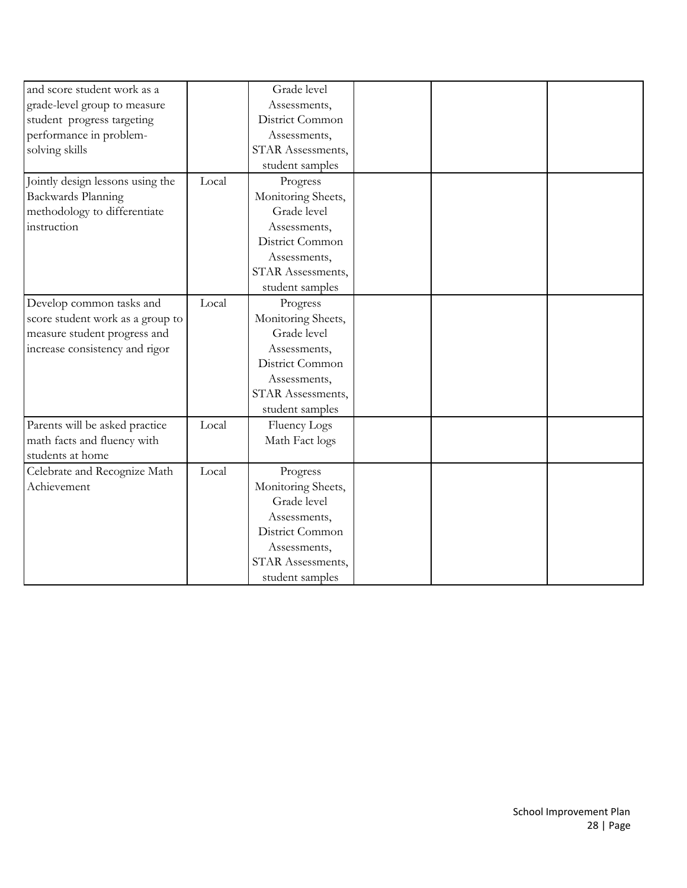| | | | | | |
|---|---|---|---|---|---|
| and score student work as a grade-level group to measure student progress targeting performance in problem-solving skills | | Grade level Assessments, District Common Assessments, STAR Assessments, student samples | | | |
| Jointly design lessons using the Backwards Planning methodology to differentiate instruction | Local | Progress Monitoring Sheets, Grade level Assessments, District Common Assessments, STAR Assessments, student samples | | | |
| Develop common tasks and score student work as a group to measure student progress and increase consistency and rigor | Local | Progress Monitoring Sheets, Grade level Assessments, District Common Assessments, STAR Assessments, student samples | | | |
| Parents will be asked practice math facts and fluency with students at home | Local | Fluency Logs Math Fact logs | | | |
| Celebrate and Recognize Math Achievement | Local | Progress Monitoring Sheets, Grade level Assessments, District Common Assessments, STAR Assessments, student samples | | | |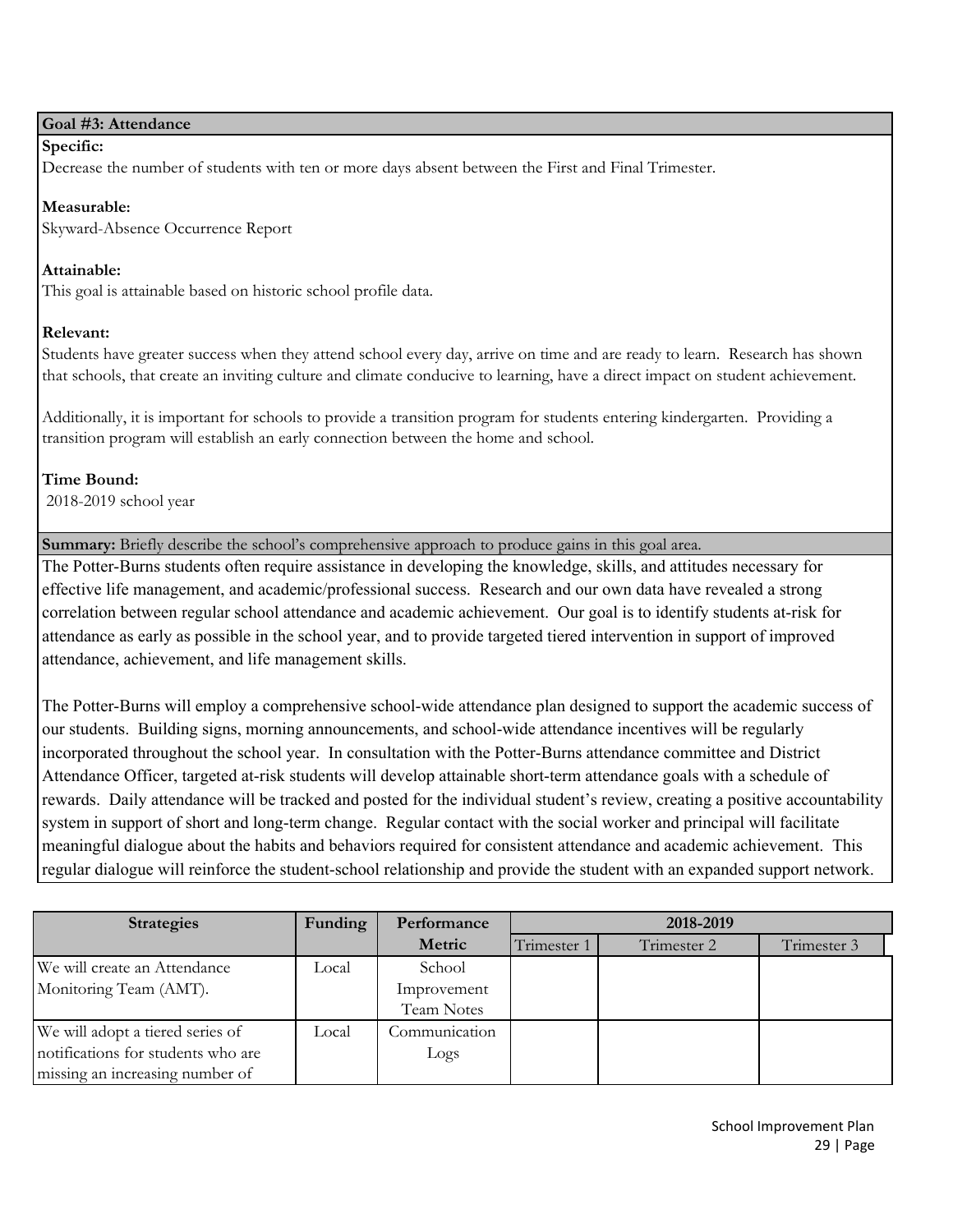## Goal #3: Attendance

**Specific:**
Decrease the number of students with ten or more days absent between the First and Final Trimester.

**Measurable:**
Skyward-Absence Occurrence Report

**Attainable:**
This goal is attainable based on historic school profile data.

**Relevant:**
Students have greater success when they attend school every day, arrive on time and are ready to learn. Research has shown that schools, that create an inviting culture and climate conducive to learning, have a direct impact on student achievement.

Additionally, it is important for schools to provide a transition program for students entering kindergarten. Providing a transition program will establish an early connection between the home and school.

**Time Bound:**
2018-2019 school year

**Summary:** Briefly describe the school's comprehensive approach to produce gains in this goal area.

The Potter-Burns students often require assistance in developing the knowledge, skills, and attitudes necessary for effective life management, and academic/professional success. Research and our own data have revealed a strong correlation between regular school attendance and academic achievement. Our goal is to identify students at-risk for attendance as early as possible in the school year, and to provide targeted tiered intervention in support of improved attendance, achievement, and life management skills.

The Potter-Burns will employ a comprehensive school-wide attendance plan designed to support the academic success of our students. Building signs, morning announcements, and school-wide attendance incentives will be regularly incorporated throughout the school year. In consultation with the Potter-Burns attendance committee and District Attendance Officer, targeted at-risk students will develop attainable short-term attendance goals with a schedule of rewards. Daily attendance will be tracked and posted for the individual student's review, creating a positive accountability system in support of short and long-term change. Regular contact with the social worker and principal will facilitate meaningful dialogue about the habits and behaviors required for consistent attendance and academic achievement. This regular dialogue will reinforce the student-school relationship and provide the student with an expanded support network.

| Strategies | Funding | Performance Metric | 2018-2019 | | |
|---|---|---|---|---|---|
| | | | Trimester 1 | Trimester 2 | Trimester 3 |
| We will create an Attendance Monitoring Team (AMT). | Local | School Improvement Team Notes | | | |
| We will adopt a tiered series of notifications for students who are missing an increasing number of | Local | Communication Logs | | | |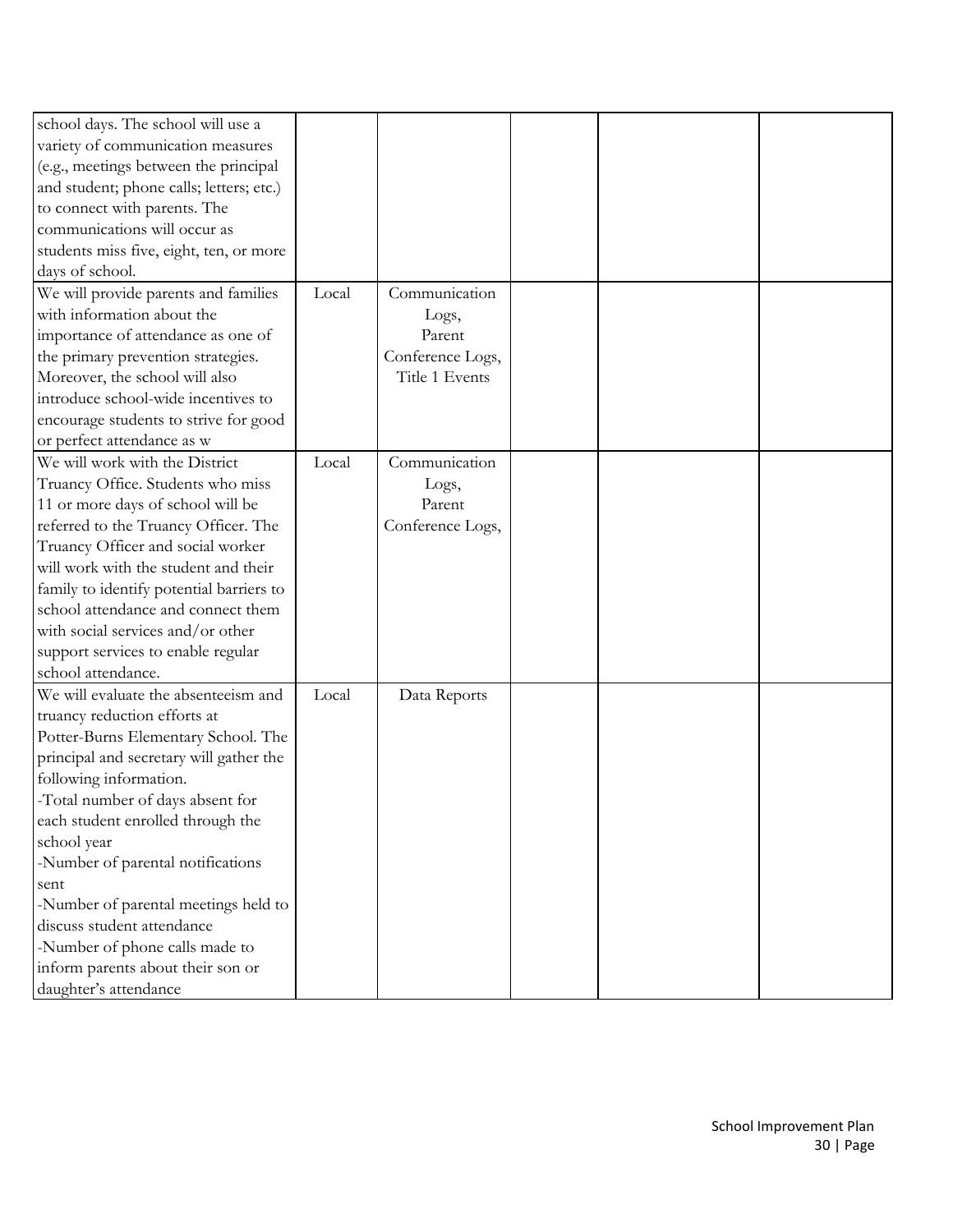| | | | | | |
|---|---|---|---|---|---|
| school days. The school will use a variety of communication measures (e.g., meetings between the principal and student; phone calls; letters; etc.) to connect with parents. The communications will occur as students miss five, eight, ten, or more days of school. | | | | | |
| We will provide parents and families with information about the importance of attendance as one of the primary prevention strategies. Moreover, the school will also introduce school-wide incentives to encourage students to strive for good or perfect attendance as w | Local | Communication Logs, Parent Conference Logs, Title 1 Events | | | |
| We will work with the District Truancy Office. Students who miss 11 or more days of school will be referred to the Truancy Officer. The Truancy Officer and social worker will work with the student and their family to identify potential barriers to school attendance and connect them with social services and/or other support services to enable regular school attendance. | Local | Communication Logs, Parent Conference Logs, | | | |
| We will evaluate the absenteeism and truancy reduction efforts at Potter-Burns Elementary School. The principal and secretary will gather the following information.<br>-Total number of days absent for each student enrolled through the school year<br>-Number of parental notifications sent<br>-Number of parental meetings held to discuss student attendance<br>-Number of phone calls made to inform parents about their son or daughter's attendance | Local | Data Reports | | | |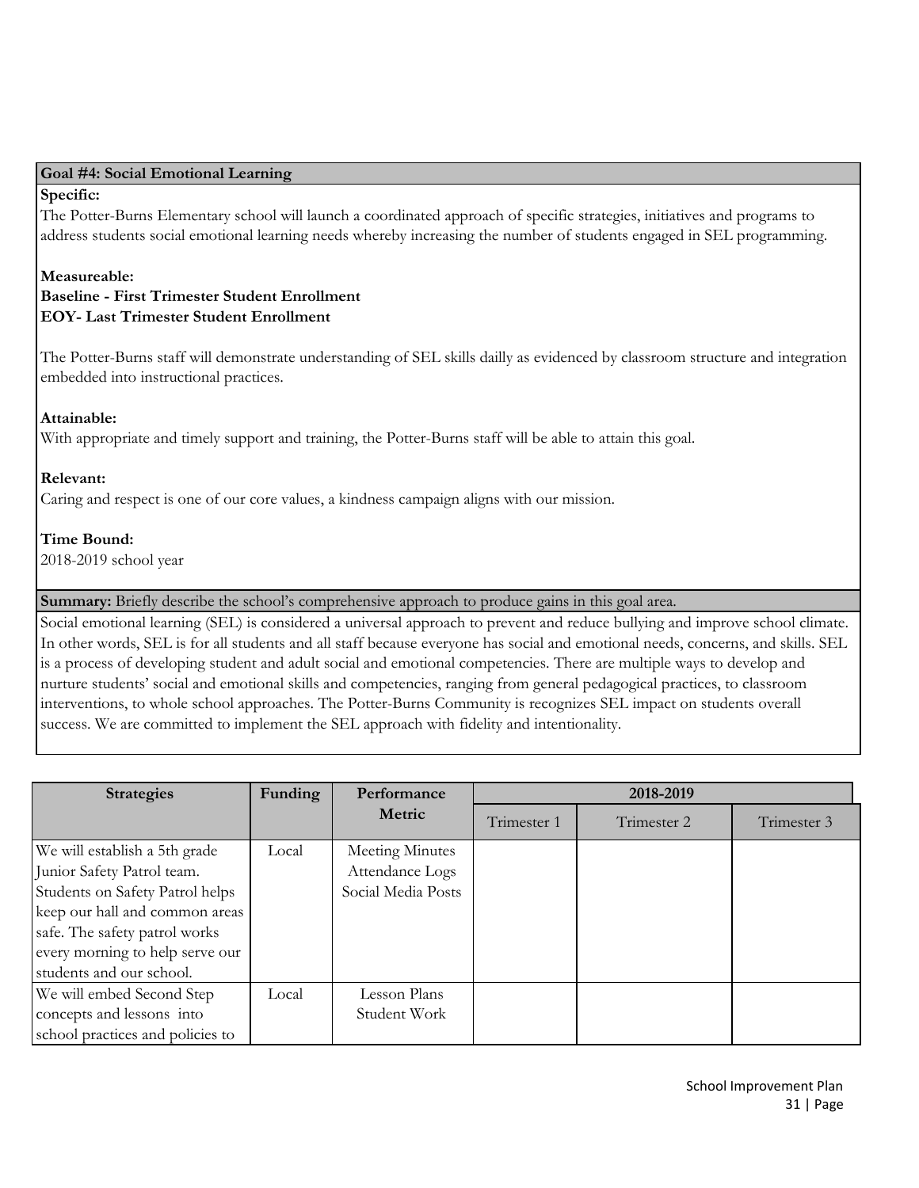**Goal #4: Social Emotional Learning**

**Specific:**
The Potter-Burns Elementary school will launch a coordinated approach of specific strategies, initiatives and programs to address students social emotional learning needs whereby increasing the number of students engaged in SEL programming.

**Measureable:**
**Baseline - First Trimester Student Enrollment**
**EOY- Last Trimester Student Enrollment**

The Potter-Burns staff will demonstrate understanding of SEL skills dailly as evidenced by classroom structure and integration embedded into instructional practices.

**Attainable:**
With appropriate and timely support and training, the Potter-Burns staff will be able to attain this goal.

**Relevant:**
Caring and respect is one of our core values, a kindness campaign aligns with our mission.

**Time Bound:**
2018-2019 school year

**Summary:** Briefly describe the school's comprehensive approach to produce gains in this goal area.

Social emotional learning (SEL) is considered a universal approach to prevent and reduce bullying and improve school climate. In other words, SEL is for all students and all staff because everyone has social and emotional needs, concerns, and skills. SEL is a process of developing student and adult social and emotional competencies. There are multiple ways to develop and nurture students' social and emotional skills and competencies, ranging from general pedagogical practices, to classroom interventions, to whole school approaches. The Potter-Burns Community is recognizes SEL impact on students overall success. We are committed to implement the SEL approach with fidelity and intentionality.

| Strategies | Funding | Performance Metric | 2018-2019 | | |
|---|---|---|---|---|---|
| | | | Trimester 1 | Trimester 2 | Trimester 3 |
| We will establish a 5th grade Junior Safety Patrol team. Students on Safety Patrol helps keep our hall and common areas safe. The safety patrol works every morning to help serve our students and our school. | Local | Meeting Minutes<br>Attendance Logs<br>Social Media Posts | | | |
| We will embed Second Step concepts and lessons into school practices and policies to | Local | Lesson Plans<br>Student Work | | | |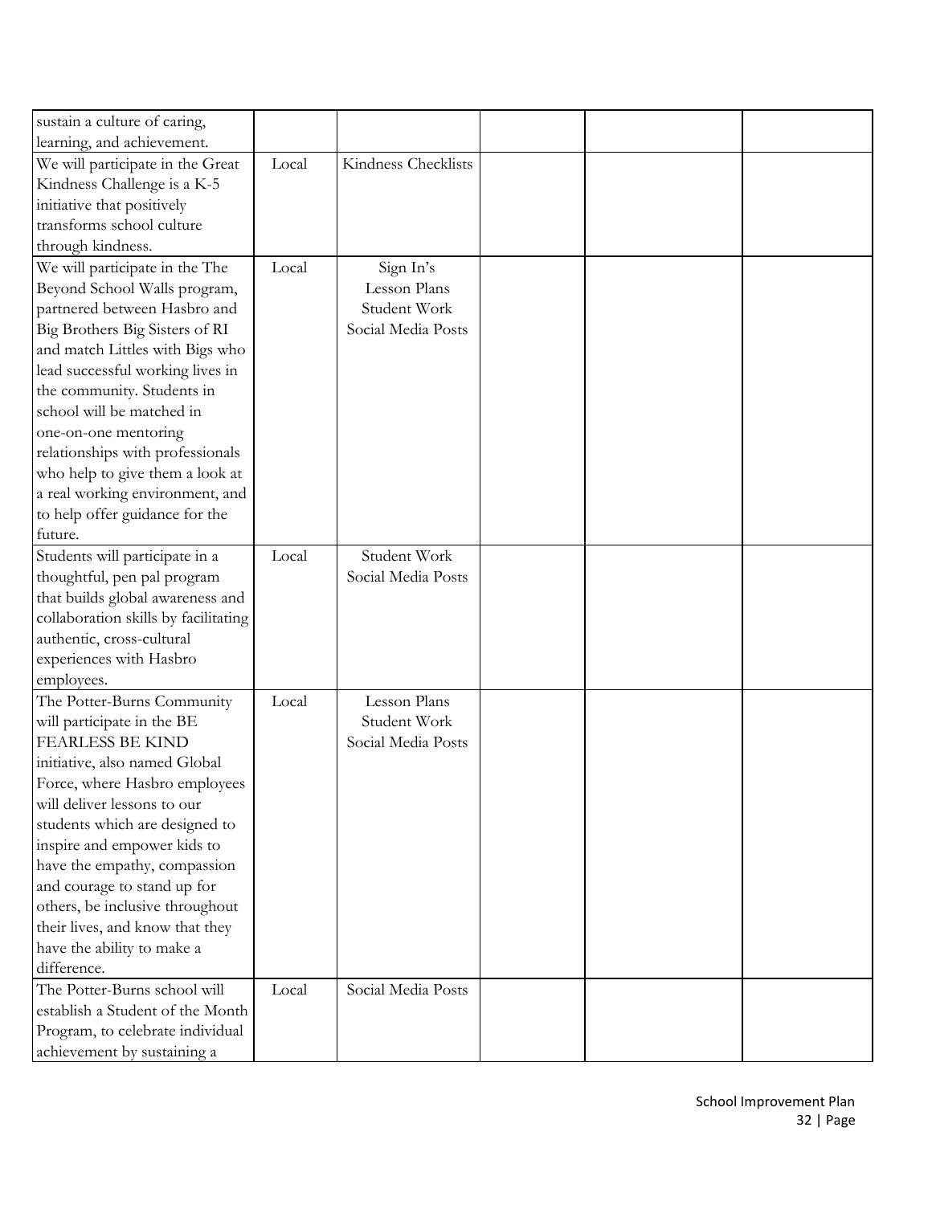| | | | | | |
|---|---|---|---|---|---|
| sustain a culture of caring, learning, and achievement. | | | | | |
| We will participate in the Great Kindness Challenge is a K-5 initiative that positively transforms school culture through kindness. | Local | Kindness Checklists | | | |
| We will participate in the The Beyond School Walls program, partnered between Hasbro and Big Brothers Big Sisters of RI and match Littles with Bigs who lead successful working lives in the community. Students in school will be matched in one-on-one mentoring relationships with professionals who help to give them a look at a real working environment, and to help offer guidance for the future. | Local | Sign In's<br>Lesson Plans<br>Student Work<br>Social Media Posts | | | |
| Students will participate in a thoughtful, pen pal program that builds global awareness and collaboration skills by facilitating authentic, cross-cultural experiences with Hasbro employees. | Local | Student Work<br>Social Media Posts | | | |
| The Potter-Burns Community will participate in the BE FEARLESS BE KIND initiative, also named Global Force, where Hasbro employees will deliver lessons to our students which are designed to inspire and empower kids to have the empathy, compassion and courage to stand up for others, be inclusive throughout their lives, and know that they have the ability to make a difference. | Local | Lesson Plans<br>Student Work<br>Social Media Posts | | | |
| The Potter-Burns school will establish a Student of the Month Program, to celebrate individual achievement by sustaining a | Local | Social Media Posts | | | |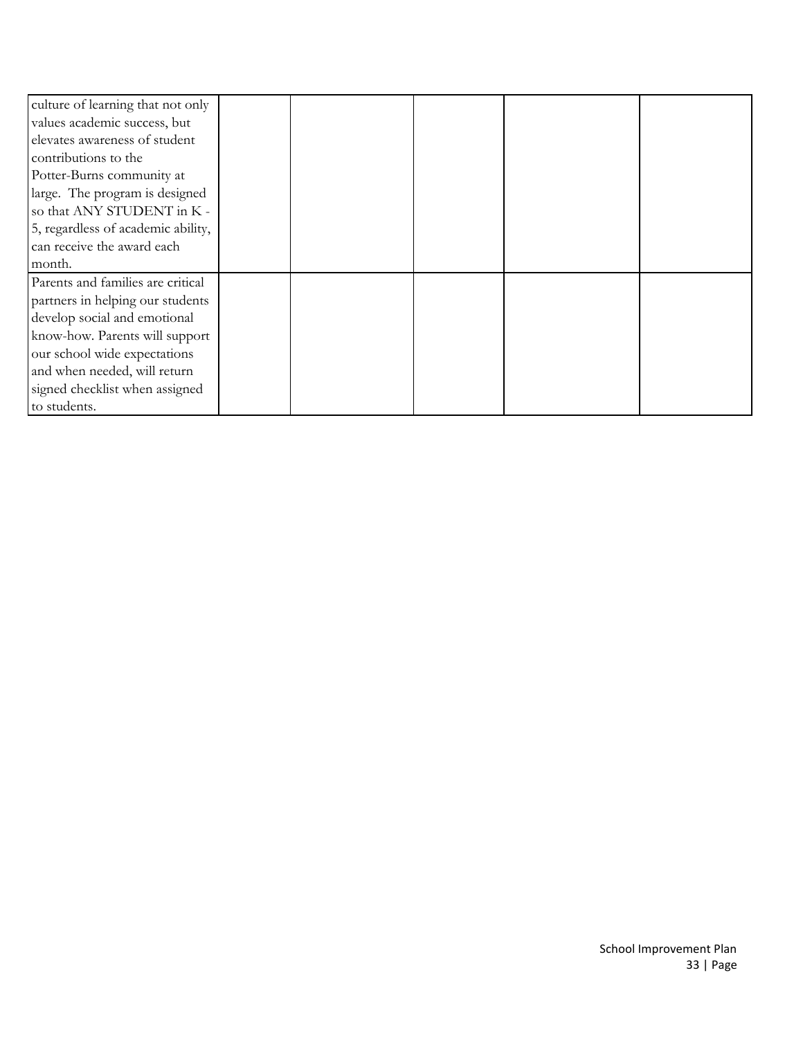| | | | | |
|---|---|---|---|---|
| culture of learning that not only values academic success, but elevates awareness of student contributions to the Potter-Burns community at large. The program is designed so that ANY STUDENT in K - 5, regardless of academic ability, can receive the award each month. | | | | |
| Parents and families are critical partners in helping our students develop social and emotional know-how. Parents will support our school wide expectations and when needed, will return signed checklist when assigned to students. | | | | |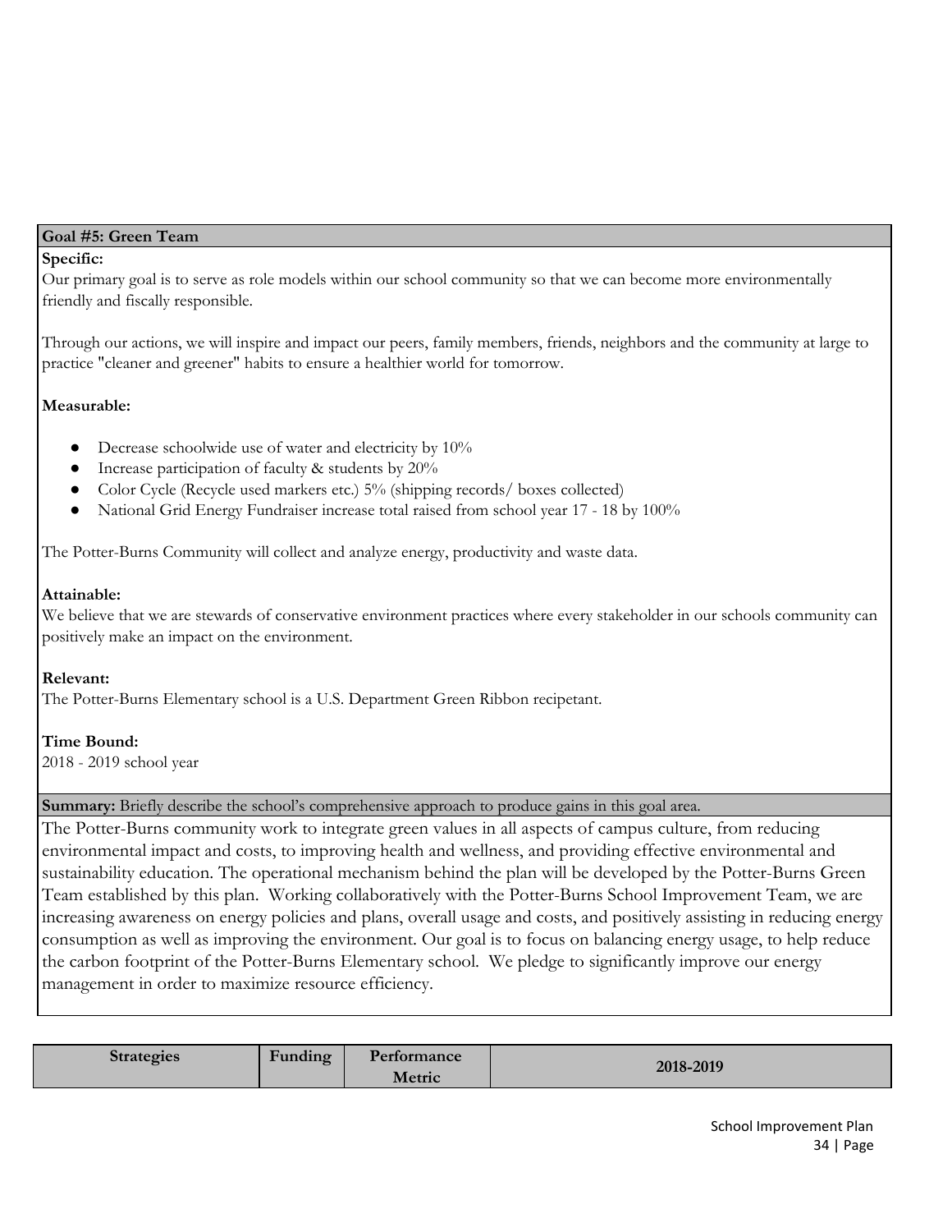**Goal #5: Green Team**

**Specific:**

Our primary goal is to serve as role models within our school community so that we can become more environmentally friendly and fiscally responsible.

Through our actions, we will inspire and impact our peers, family members, friends, neighbors and the community at large to practice "cleaner and greener" habits to ensure a healthier world for tomorrow.

**Measurable:**

- Decrease schoolwide use of water and electricity by 10%
- Increase participation of faculty & students by 20%
- Color Cycle (Recycle used markers etc.) 5% (shipping records/ boxes collected)
- National Grid Energy Fundraiser increase total raised from school year 17 - 18 by 100%

The Potter-Burns Community will collect and analyze energy, productivity and waste data.

**Attainable:**

We believe that we are stewards of conservative environment practices where every stakeholder in our schools community can positively make an impact on the environment.

**Relevant:**

The Potter-Burns Elementary school is a U.S. Department Green Ribbon recipetant.

**Time Bound:**

2018 - 2019 school year

**Summary:** Briefly describe the school's comprehensive approach to produce gains in this goal area.

The Potter-Burns community work to integrate green values in all aspects of campus culture, from reducing environmental impact and costs, to improving health and wellness, and providing effective environmental and sustainability education. The operational mechanism behind the plan will be developed by the Potter-Burns Green Team established by this plan. Working collaboratively with the Potter-Burns School Improvement Team, we are increasing awareness on energy policies and plans, overall usage and costs, and positively assisting in reducing energy consumption as well as improving the environment. Our goal is to focus on balancing energy usage, to help reduce the carbon footprint of the Potter-Burns Elementary school. We pledge to significantly improve our energy management in order to maximize resource efficiency.

| Strategies | Funding | Performance Metric | 2018-2019 |
|---|---|---|---|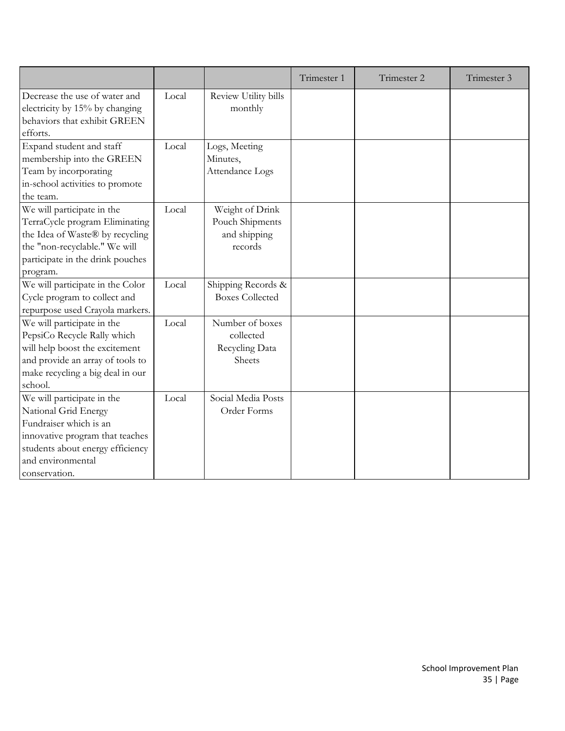| | | | Trimester 1 | Trimester 2 | Trimester 3 |
|---|---|---|---|---|---|
| Decrease the use of water and electricity by 15% by changing behaviors that exhibit GREEN efforts. | Local | Review Utility bills monthly | | | |
| Expand student and staff membership into the GREEN Team by incorporating in-school activities to promote the team. | Local | Logs, Meeting Minutes, Attendance Logs | | | |
| We will participate in the TerraCycle program Eliminating the Idea of Waste® by recycling the "non-recyclable." We will participate in the drink pouches program. | Local | Weight of Drink Pouch Shipments and shipping records | | | |
| We will participate in the Color Cycle program to collect and repurpose used Crayola markers. | Local | Shipping Records & Boxes Collected | | | |
| We will participate in the PepsiCo Recycle Rally which will help boost the excitement and provide an array of tools to make recycling a big deal in our school. | Local | Number of boxes collected Recycling Data Sheets | | | |
| We will participate in the National Grid Energy Fundraiser which is an innovative program that teaches students about energy efficiency and environmental conservation. | Local | Social Media Posts Order Forms | | | |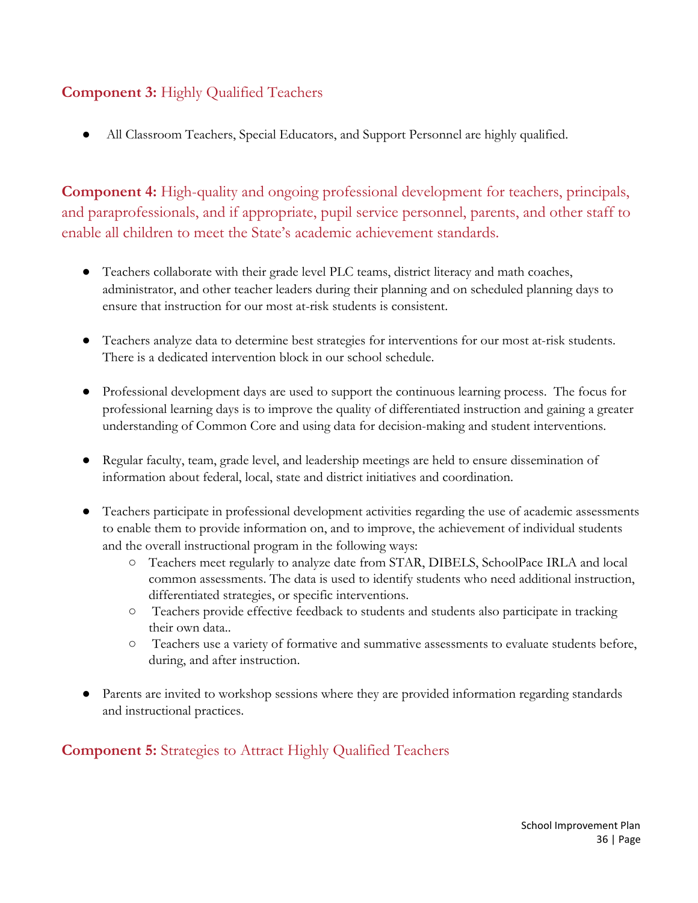### **Component 3:** Highly Qualified Teachers

- All Classroom Teachers, Special Educators, and Support Personnel are highly qualified.

### **Component 4:** High-quality and ongoing professional development for teachers, principals, and paraprofessionals, and if appropriate, pupil service personnel, parents, and other staff to enable all children to meet the State's academic achievement standards.

- Teachers collaborate with their grade level PLC teams, district literacy and math coaches, administrator, and other teacher leaders during their planning and on scheduled planning days to ensure that instruction for our most at-risk students is consistent.

- Teachers analyze data to determine best strategies for interventions for our most at-risk students. There is a dedicated intervention block in our school schedule.

- Professional development days are used to support the continuous learning process. The focus for professional learning days is to improve the quality of differentiated instruction and gaining a greater understanding of Common Core and using data for decision-making and student interventions.

- Regular faculty, team, grade level, and leadership meetings are held to ensure dissemination of information about federal, local, state and district initiatives and coordination.

- Teachers participate in professional development activities regarding the use of academic assessments to enable them to provide information on, and to improve, the achievement of individual students and the overall instructional program in the following ways:
  - Teachers meet regularly to analyze date from STAR, DIBELS, SchoolPace IRLA and local common assessments. The data is used to identify students who need additional instruction, differentiated strategies, or specific interventions.
  - Teachers provide effective feedback to students and students also participate in tracking their own data..
  - Teachers use a variety of formative and summative assessments to evaluate students before, during, and after instruction.

- Parents are invited to workshop sessions where they are provided information regarding standards and instructional practices.

### **Component 5:** Strategies to Attract Highly Qualified Teachers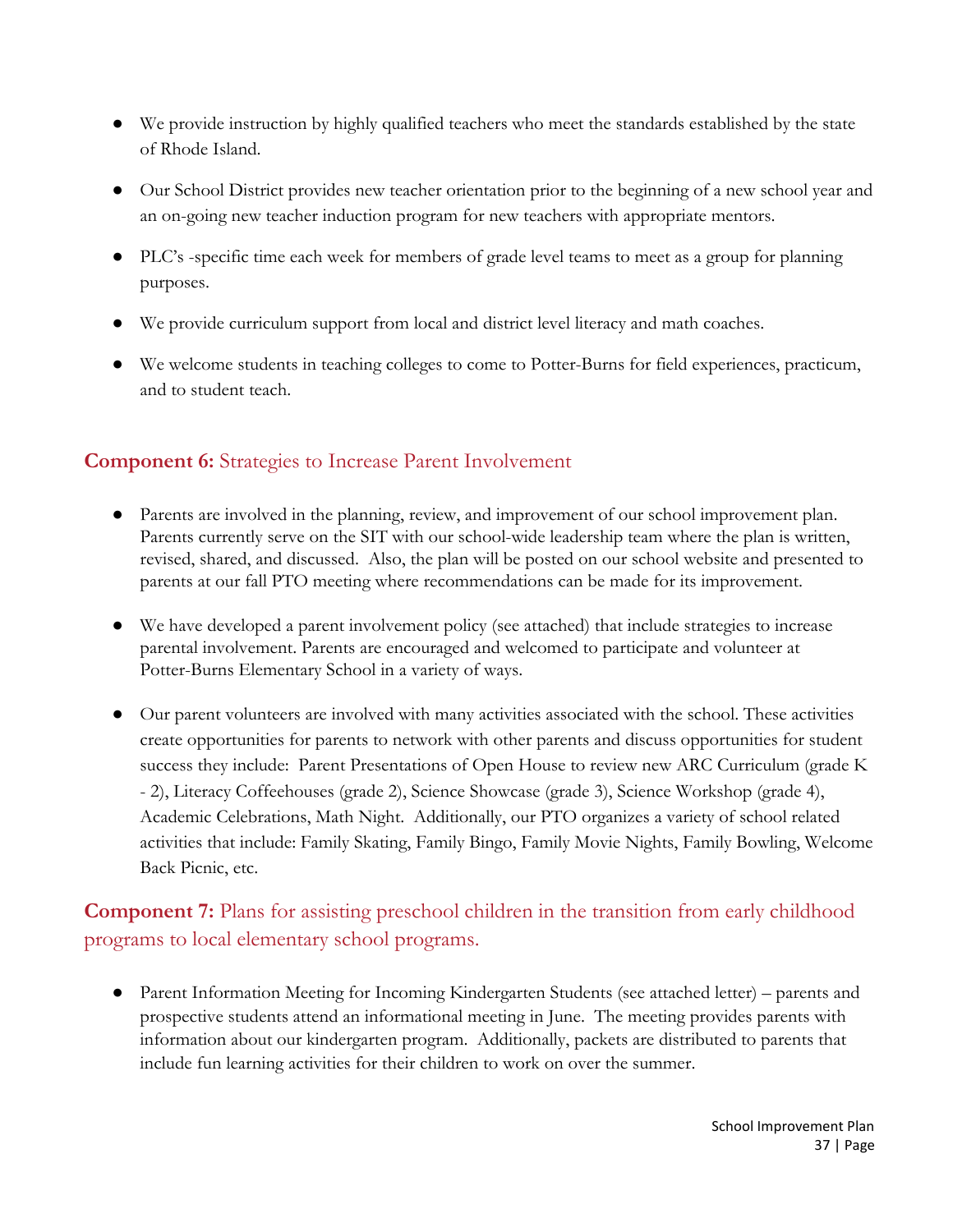- We provide instruction by highly qualified teachers who meet the standards established by the state of Rhode Island.
- Our School District provides new teacher orientation prior to the beginning of a new school year and an on-going new teacher induction program for new teachers with appropriate mentors.
- PLC's -specific time each week for members of grade level teams to meet as a group for planning purposes.
- We provide curriculum support from local and district level literacy and math coaches.
- We welcome students in teaching colleges to come to Potter-Burns for field experiences, practicum, and to student teach.

### **Component 6:** Strategies to Increase Parent Involvement

- Parents are involved in the planning, review, and improvement of our school improvement plan. Parents currently serve on the SIT with our school-wide leadership team where the plan is written, revised, shared, and discussed. Also, the plan will be posted on our school website and presented to parents at our fall PTO meeting where recommendations can be made for its improvement.
- We have developed a parent involvement policy (see attached) that include strategies to increase parental involvement. Parents are encouraged and welcomed to participate and volunteer at Potter-Burns Elementary School in a variety of ways.
- Our parent volunteers are involved with many activities associated with the school. These activities create opportunities for parents to network with other parents and discuss opportunities for student success they include: Parent Presentations of Open House to review new ARC Curriculum (grade K - 2), Literacy Coffeehouses (grade 2), Science Showcase (grade 3), Science Workshop (grade 4), Academic Celebrations, Math Night. Additionally, our PTO organizes a variety of school related activities that include: Family Skating, Family Bingo, Family Movie Nights, Family Bowling, Welcome Back Picnic, etc.

### **Component 7:** Plans for assisting preschool children in the transition from early childhood programs to local elementary school programs.

- Parent Information Meeting for Incoming Kindergarten Students (see attached letter) – parents and prospective students attend an informational meeting in June. The meeting provides parents with information about our kindergarten program. Additionally, packets are distributed to parents that include fun learning activities for their children to work on over the summer.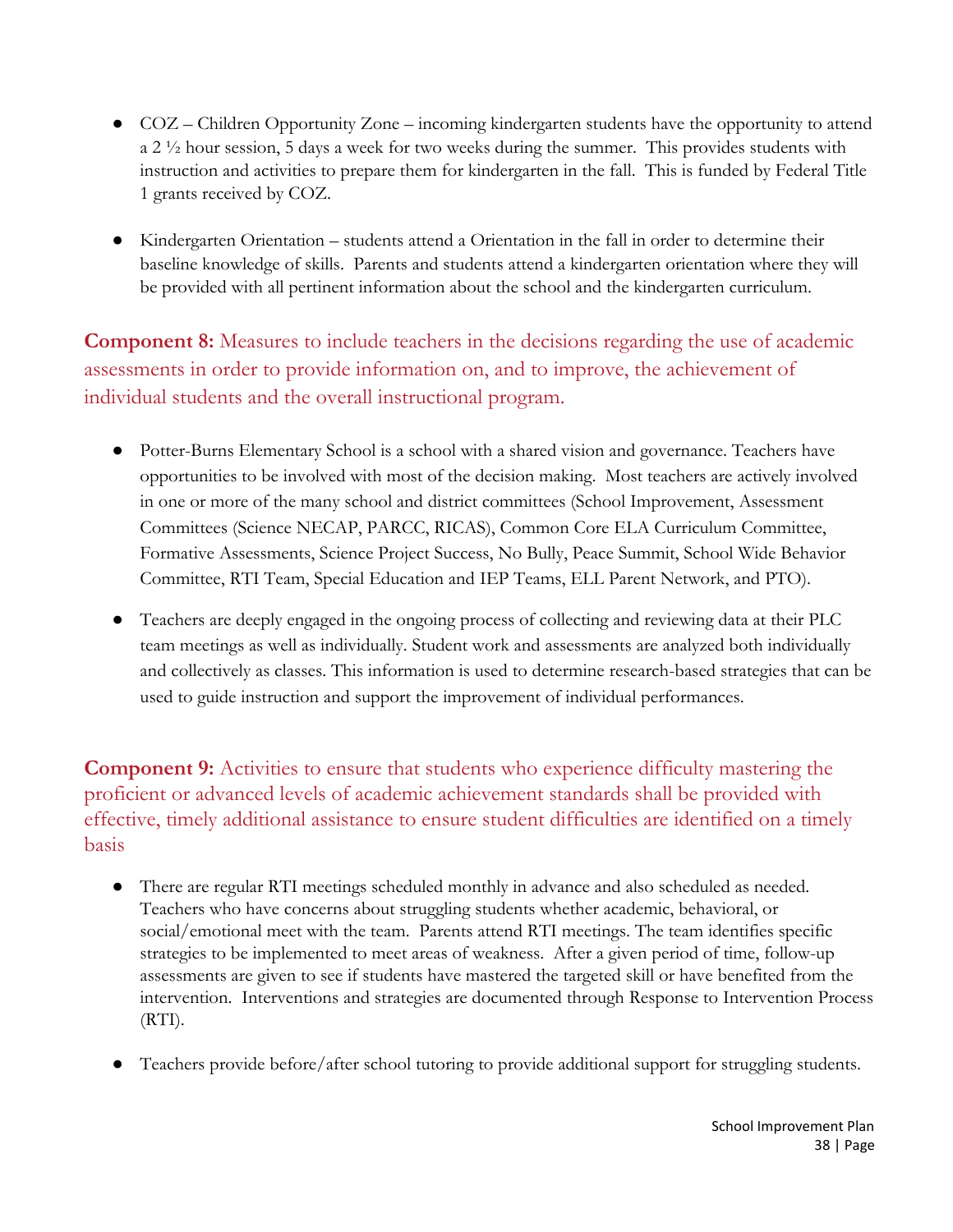- COZ – Children Opportunity Zone – incoming kindergarten students have the opportunity to attend a 2 ½ hour session, 5 days a week for two weeks during the summer. This provides students with instruction and activities to prepare them for kindergarten in the fall. This is funded by Federal Title 1 grants received by COZ.

- Kindergarten Orientation – students attend a Orientation in the fall in order to determine their baseline knowledge of skills. Parents and students attend a kindergarten orientation where they will be provided with all pertinent information about the school and the kindergarten curriculum.

## **Component 8:** Measures to include teachers in the decisions regarding the use of academic assessments in order to provide information on, and to improve, the achievement of individual students and the overall instructional program.

- Potter-Burns Elementary School is a school with a shared vision and governance. Teachers have opportunities to be involved with most of the decision making. Most teachers are actively involved in one or more of the many school and district committees (School Improvement, Assessment Committees (Science NECAP, PARCC, RICAS), Common Core ELA Curriculum Committee, Formative Assessments, Science Project Success, No Bully, Peace Summit, School Wide Behavior Committee, RTI Team, Special Education and IEP Teams, ELL Parent Network, and PTO).

- Teachers are deeply engaged in the ongoing process of collecting and reviewing data at their PLC team meetings as well as individually. Student work and assessments are analyzed both individually and collectively as classes. This information is used to determine research-based strategies that can be used to guide instruction and support the improvement of individual performances.

## **Component 9:** Activities to ensure that students who experience difficulty mastering the proficient or advanced levels of academic achievement standards shall be provided with effective, timely additional assistance to ensure student difficulties are identified on a timely basis

- There are regular RTI meetings scheduled monthly in advance and also scheduled as needed. Teachers who have concerns about struggling students whether academic, behavioral, or social/emotional meet with the team. Parents attend RTI meetings. The team identifies specific strategies to be implemented to meet areas of weakness. After a given period of time, follow-up assessments are given to see if students have mastered the targeted skill or have benefited from the intervention. Interventions and strategies are documented through Response to Intervention Process (RTI).

- Teachers provide before/after school tutoring to provide additional support for struggling students.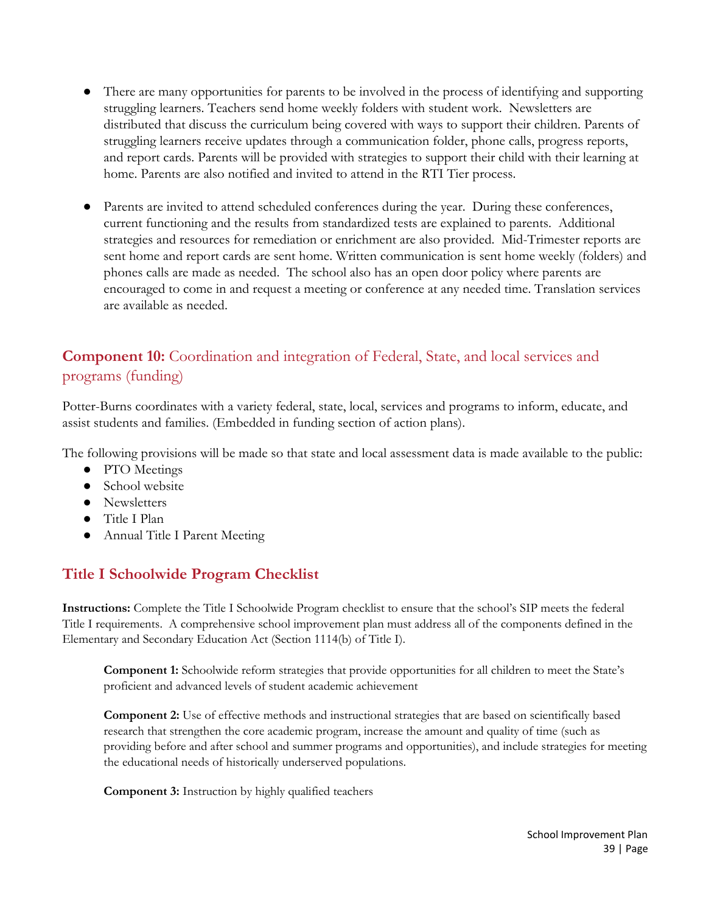- There are many opportunities for parents to be involved in the process of identifying and supporting struggling learners. Teachers send home weekly folders with student work. Newsletters are distributed that discuss the curriculum being covered with ways to support their children. Parents of struggling learners receive updates through a communication folder, phone calls, progress reports, and report cards. Parents will be provided with strategies to support their child with their learning at home. Parents are also notified and invited to attend in the RTI Tier process.

- Parents are invited to attend scheduled conferences during the year. During these conferences, current functioning and the results from standardized tests are explained to parents. Additional strategies and resources for remediation or enrichment are also provided. Mid-Trimester reports are sent home and report cards are sent home. Written communication is sent home weekly (folders) and phones calls are made as needed. The school also has an open door policy where parents are encouraged to come in and request a meeting or conference at any needed time. Translation services are available as needed.

## **Component 10:** Coordination and integration of Federal, State, and local services and programs (funding)

Potter-Burns coordinates with a variety federal, state, local, services and programs to inform, educate, and assist students and families. (Embedded in funding section of action plans).

The following provisions will be made so that state and local assessment data is made available to the public:

- PTO Meetings
- School website
- Newsletters
- Title I Plan
- Annual Title I Parent Meeting

## Title I Schoolwide Program Checklist

**Instructions:** Complete the Title I Schoolwide Program checklist to ensure that the school's SIP meets the federal Title I requirements. A comprehensive school improvement plan must address all of the components defined in the Elementary and Secondary Education Act (Section 1114(b) of Title I).

**Component 1:** Schoolwide reform strategies that provide opportunities for all children to meet the State's proficient and advanced levels of student academic achievement

**Component 2:** Use of effective methods and instructional strategies that are based on scientifically based research that strengthen the core academic program, increase the amount and quality of time (such as providing before and after school and summer programs and opportunities), and include strategies for meeting the educational needs of historically underserved populations.

**Component 3:** Instruction by highly qualified teachers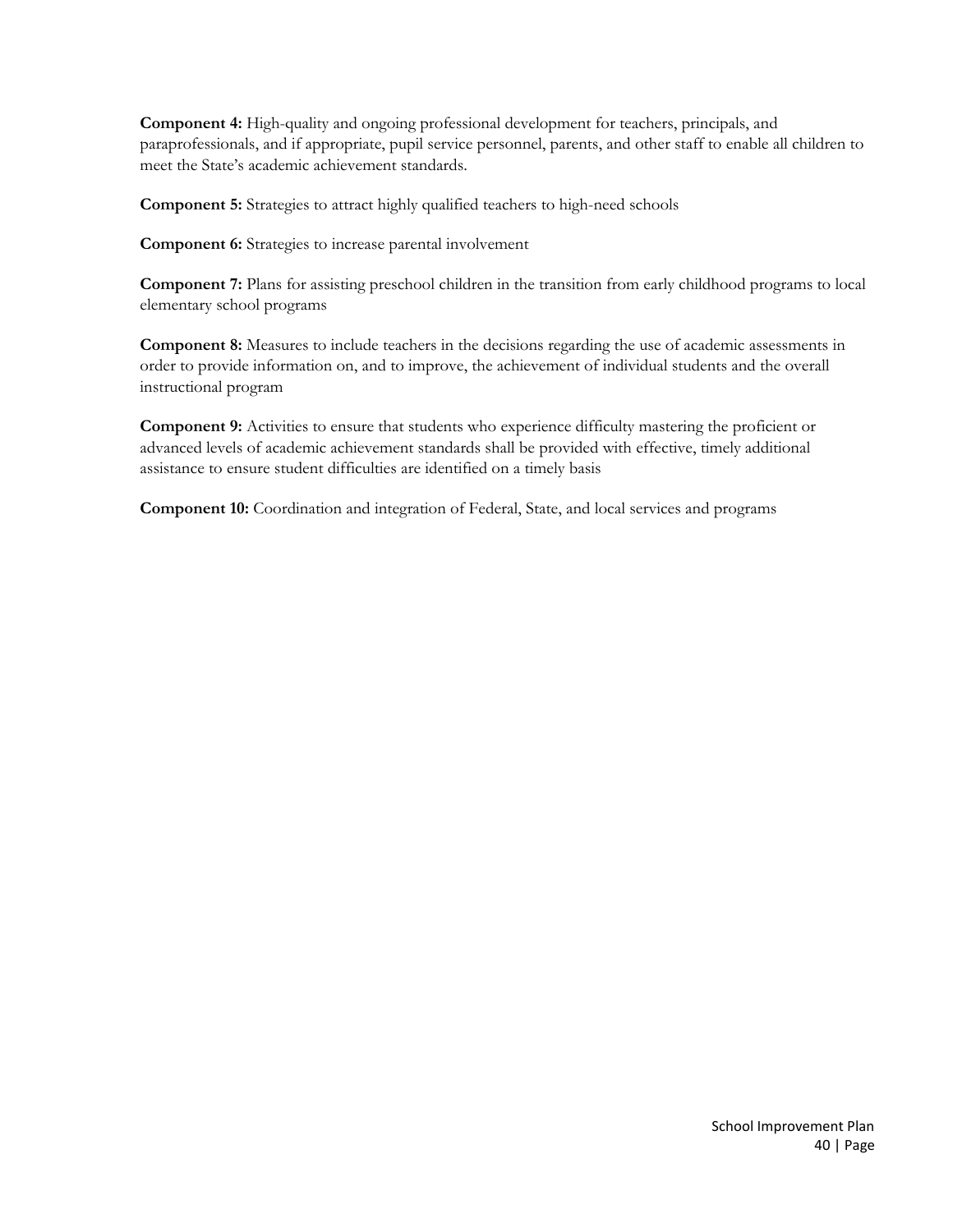**Component 4:** High-quality and ongoing professional development for teachers, principals, and paraprofessionals, and if appropriate, pupil service personnel, parents, and other staff to enable all children to meet the State's academic achievement standards.

**Component 5:** Strategies to attract highly qualified teachers to high-need schools

**Component 6:** Strategies to increase parental involvement

**Component 7:** Plans for assisting preschool children in the transition from early childhood programs to local elementary school programs

**Component 8:** Measures to include teachers in the decisions regarding the use of academic assessments in order to provide information on, and to improve, the achievement of individual students and the overall instructional program

**Component 9:** Activities to ensure that students who experience difficulty mastering the proficient or advanced levels of academic achievement standards shall be provided with effective, timely additional assistance to ensure student difficulties are identified on a timely basis

**Component 10:** Coordination and integration of Federal, State, and local services and programs